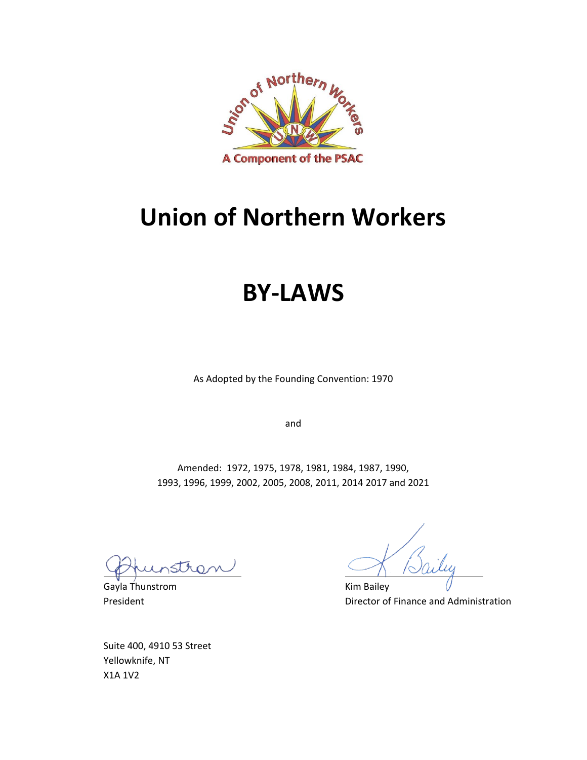# Union of Northern Workers

# BY-LAWS

As Adopted by the Founding Convention: 1970

and

Amended: 1972, 1975, 1978, 1981, 1984, 1987, 1990, 1993, 1996, 1999, 2002, 2005, 2008, 2011, 2014 2017 and 2021

Gayla Thunstrom
President

Kim Bailey
Director of Finance and Administration

Suite 400, 4910 53 Street
Yellowknife, NT
X1A 1V2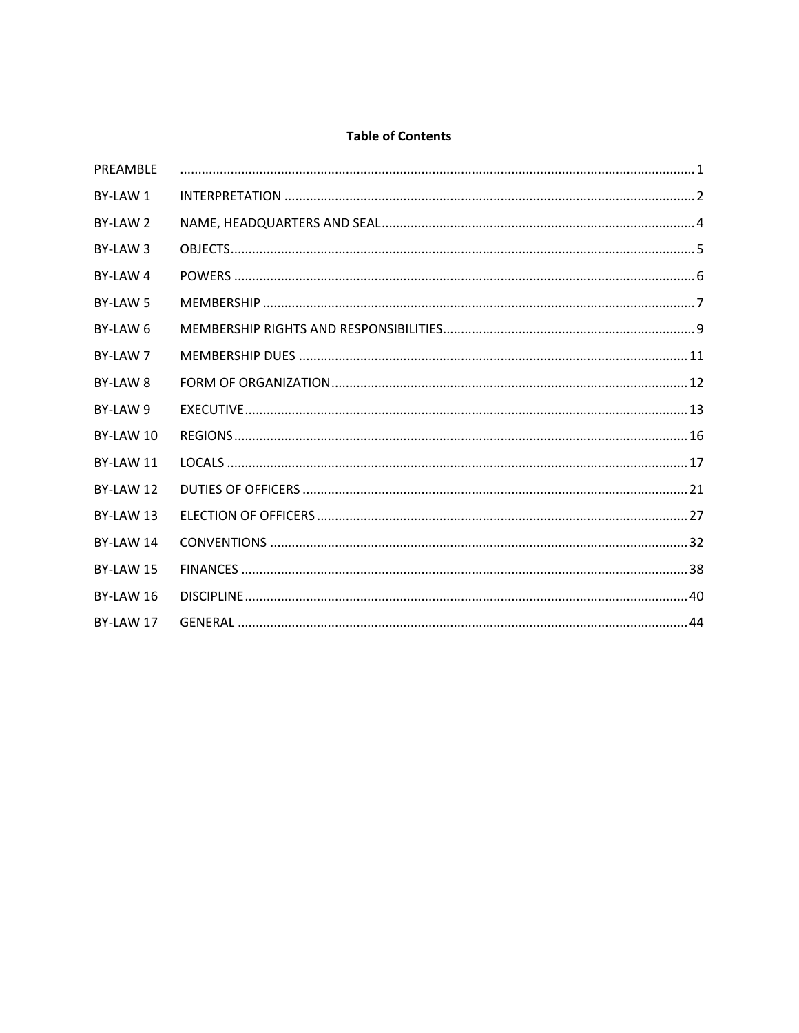**Table of Contents**

| | | |
|---|---|---|
| PREAMBLE | | 1 |
| BY-LAW 1 | INTERPRETATION | 2 |
| BY-LAW 2 | NAME, HEADQUARTERS AND SEAL | 4 |
| BY-LAW 3 | OBJECTS | 5 |
| BY-LAW 4 | POWERS | 6 |
| BY-LAW 5 | MEMBERSHIP | 7 |
| BY-LAW 6 | MEMBERSHIP RIGHTS AND RESPONSIBILITIES | 9 |
| BY-LAW 7 | MEMBERSHIP DUES | 11 |
| BY-LAW 8 | FORM OF ORGANIZATION | 12 |
| BY-LAW 9 | EXECUTIVE | 13 |
| BY-LAW 10 | REGIONS | 16 |
| BY-LAW 11 | LOCALS | 17 |
| BY-LAW 12 | DUTIES OF OFFICERS | 21 |
| BY-LAW 13 | ELECTION OF OFFICERS | 27 |
| BY-LAW 14 | CONVENTIONS | 32 |
| BY-LAW 15 | FINANCES | 38 |
| BY-LAW 16 | DISCIPLINE | 40 |
| BY-LAW 17 | GENERAL | 44 |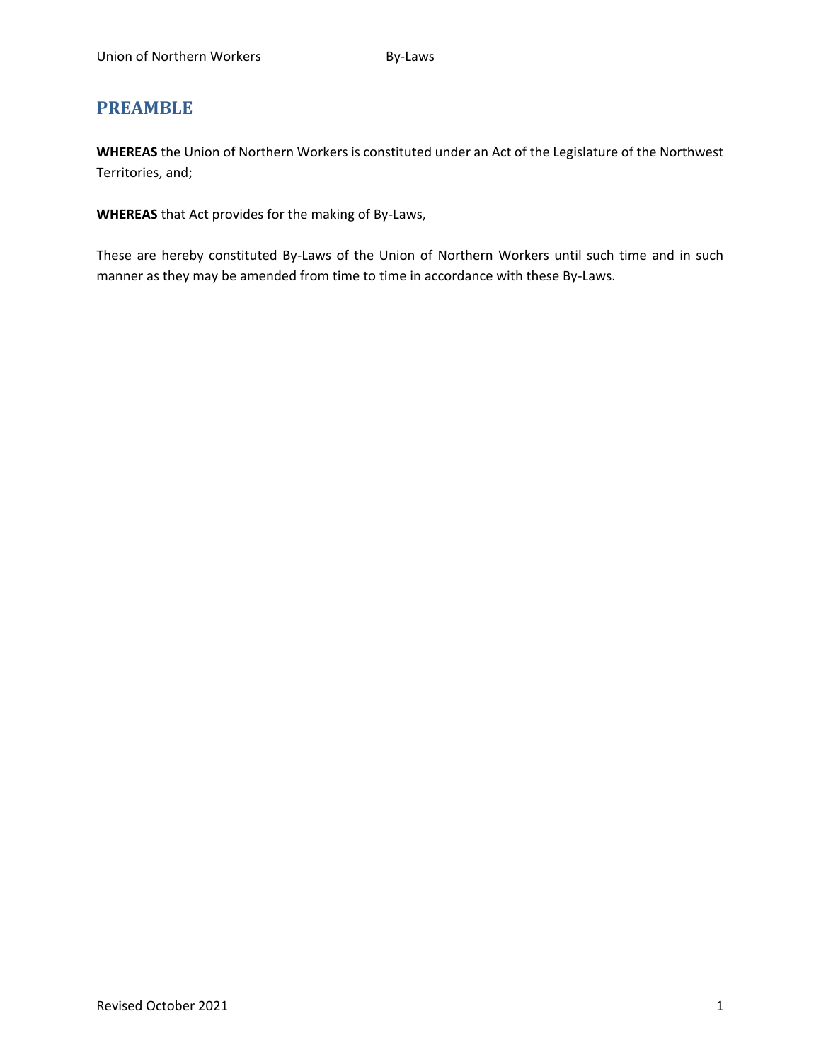# PREAMBLE

**WHEREAS** the Union of Northern Workers is constituted under an Act of the Legislature of the Northwest Territories, and;

**WHEREAS** that Act provides for the making of By-Laws,

These are hereby constituted By-Laws of the Union of Northern Workers until such time and in such manner as they may be amended from time to time in accordance with these By-Laws.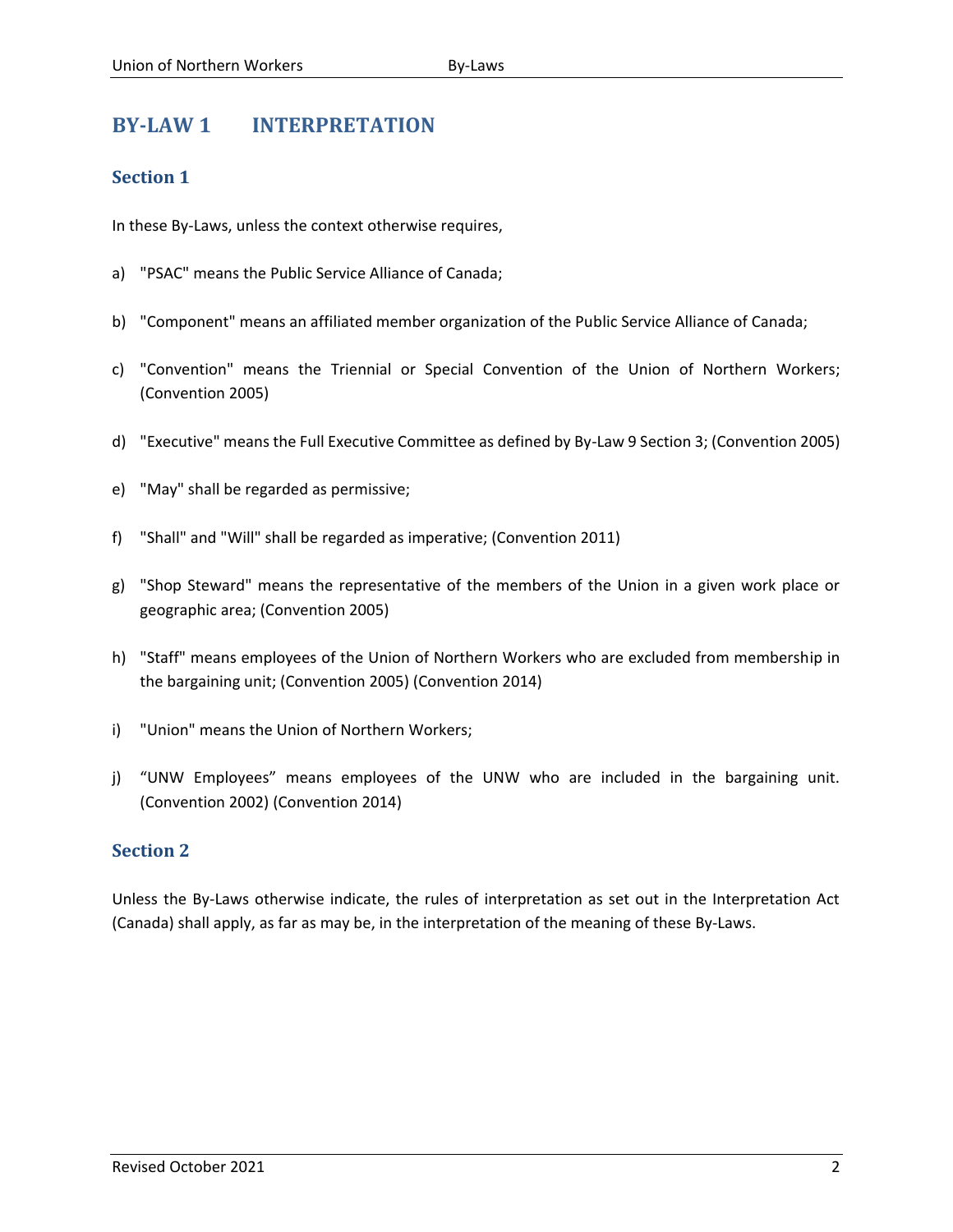# BY-LAW 1 INTERPRETATION

## Section 1

In these By-Laws, unless the context otherwise requires,

a) "PSAC" means the Public Service Alliance of Canada;

b) "Component" means an affiliated member organization of the Public Service Alliance of Canada;

c) "Convention" means the Triennial or Special Convention of the Union of Northern Workers; (Convention 2005)

d) "Executive" means the Full Executive Committee as defined by By-Law 9 Section 3; (Convention 2005)

e) "May" shall be regarded as permissive;

f) "Shall" and "Will" shall be regarded as imperative; (Convention 2011)

g) "Shop Steward" means the representative of the members of the Union in a given work place or geographic area; (Convention 2005)

h) "Staff" means employees of the Union of Northern Workers who are excluded from membership in the bargaining unit; (Convention 2005) (Convention 2014)

i) "Union" means the Union of Northern Workers;

j) “UNW Employees” means employees of the UNW who are included in the bargaining unit. (Convention 2002) (Convention 2014)

## Section 2

Unless the By-Laws otherwise indicate, the rules of interpretation as set out in the Interpretation Act (Canada) shall apply, as far as may be, in the interpretation of the meaning of these By-Laws.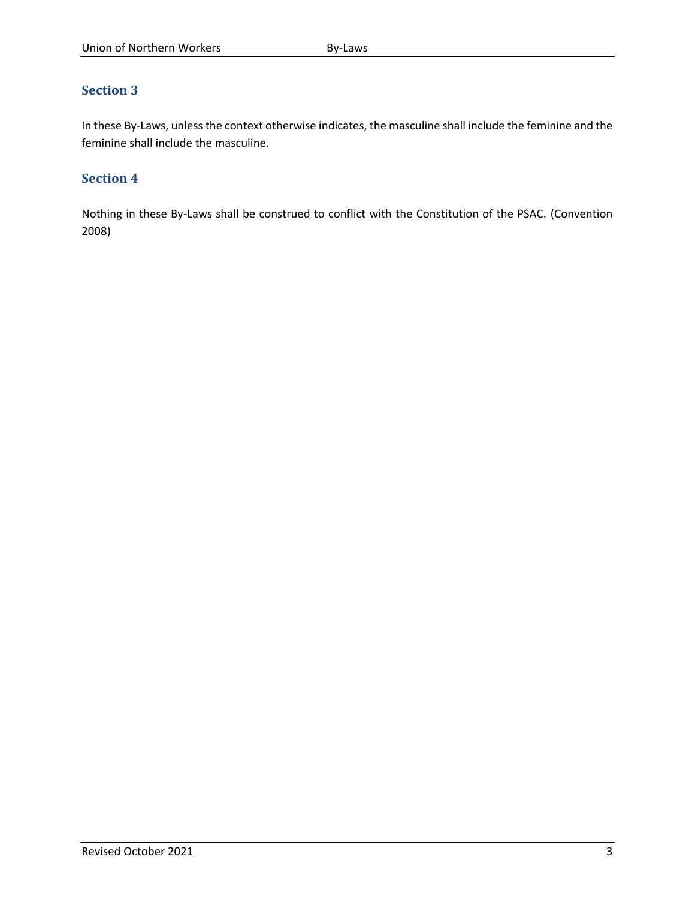## Section 3

In these By-Laws, unless the context otherwise indicates, the masculine shall include the feminine and the feminine shall include the masculine.

## Section 4

Nothing in these By-Laws shall be construed to conflict with the Constitution of the PSAC. (Convention 2008)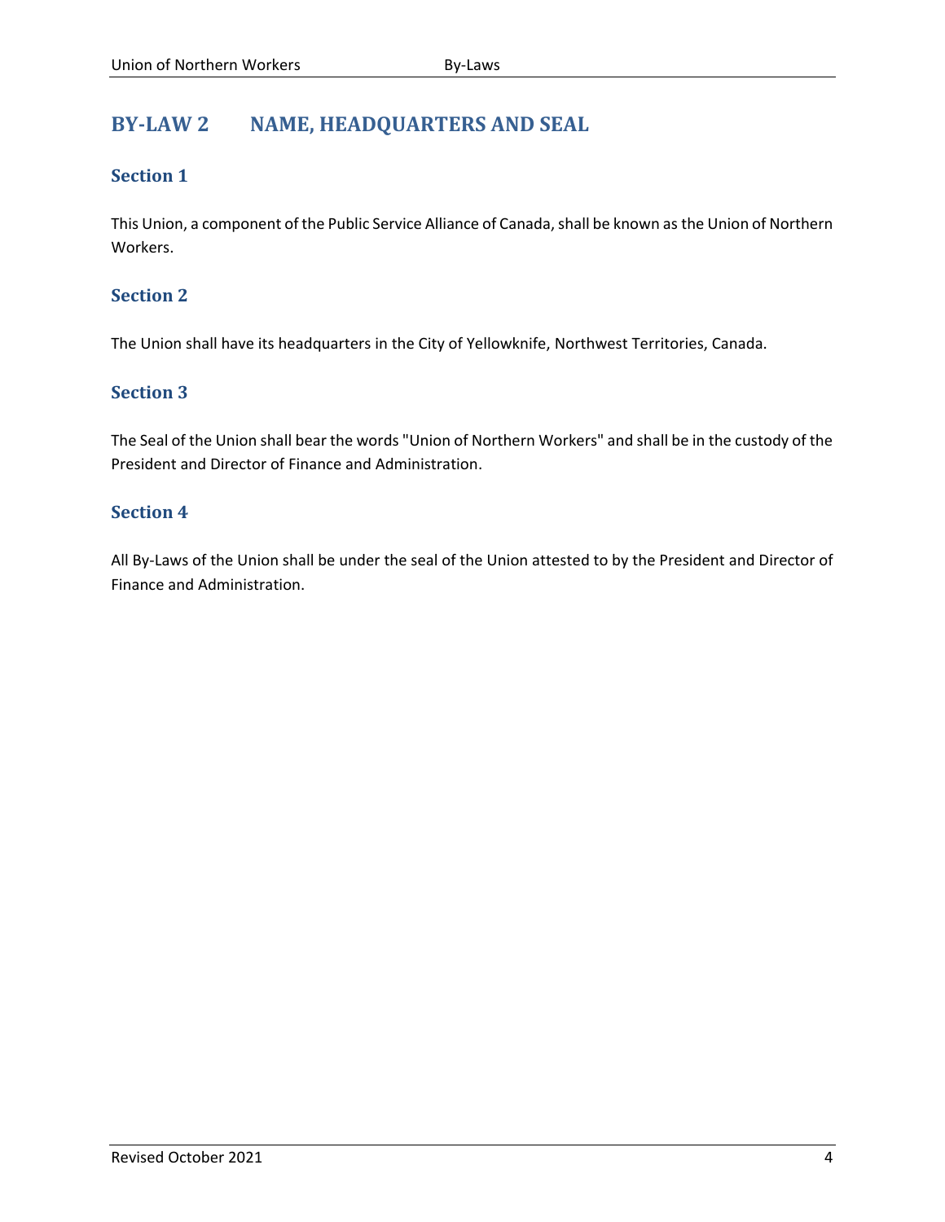# BY-LAW 2 NAME, HEADQUARTERS AND SEAL

## Section 1

This Union, a component of the Public Service Alliance of Canada, shall be known as the Union of Northern Workers.

## Section 2

The Union shall have its headquarters in the City of Yellowknife, Northwest Territories, Canada.

## Section 3

The Seal of the Union shall bear the words "Union of Northern Workers" and shall be in the custody of the President and Director of Finance and Administration.

## Section 4

All By-Laws of the Union shall be under the seal of the Union attested to by the President and Director of Finance and Administration.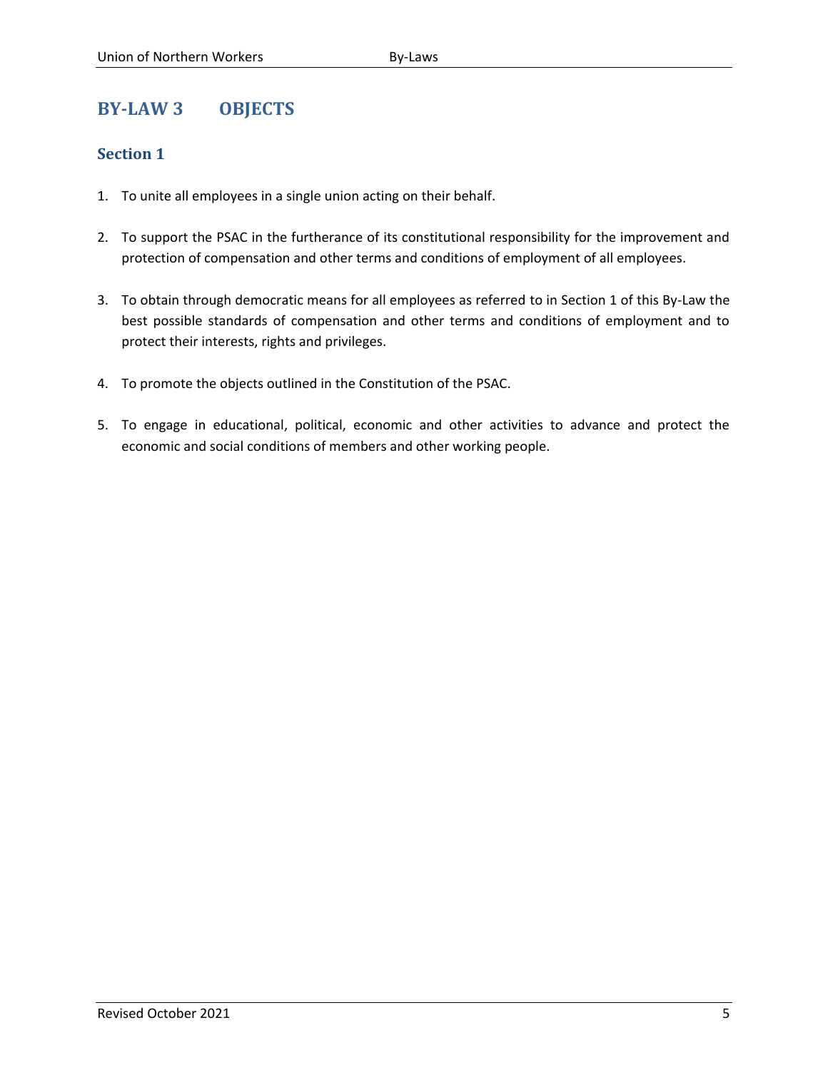# BY-LAW 3 OBJECTS

## Section 1

1. To unite all employees in a single union acting on their behalf.

2. To support the PSAC in the furtherance of its constitutional responsibility for the improvement and protection of compensation and other terms and conditions of employment of all employees.

3. To obtain through democratic means for all employees as referred to in Section 1 of this By-Law the best possible standards of compensation and other terms and conditions of employment and to protect their interests, rights and privileges.

4. To promote the objects outlined in the Constitution of the PSAC.

5. To engage in educational, political, economic and other activities to advance and protect the economic and social conditions of members and other working people.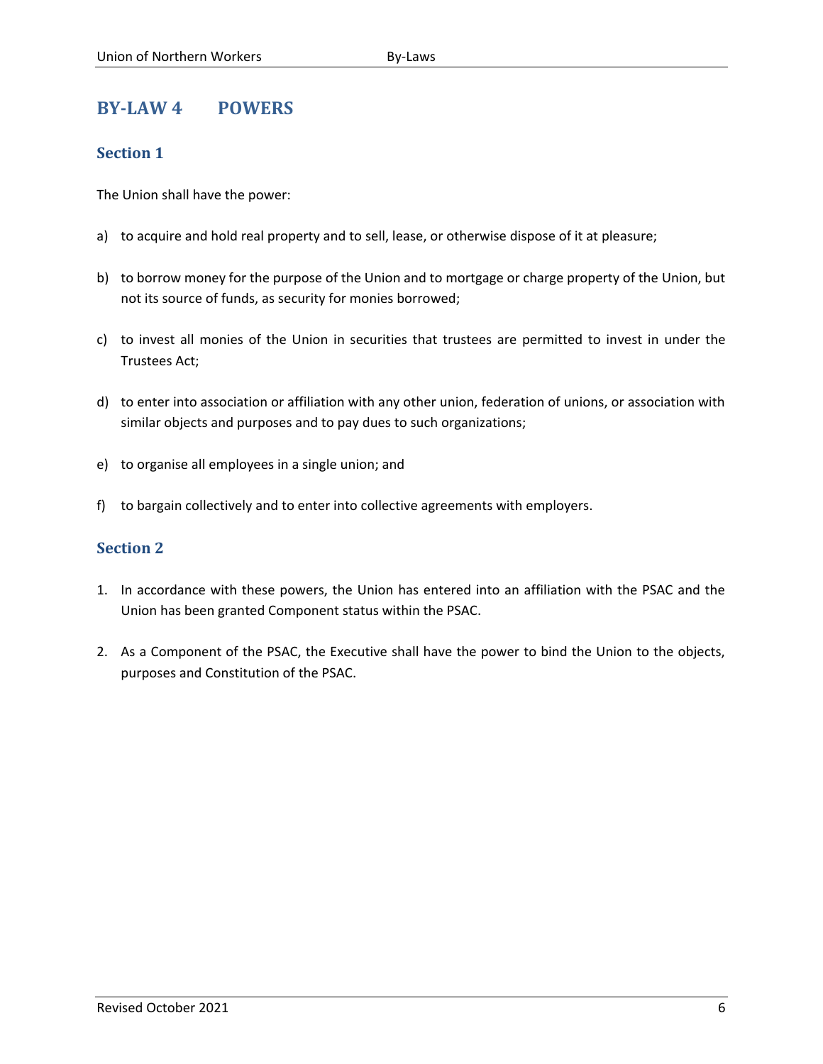# BY-LAW 4 POWERS

## Section 1

The Union shall have the power:

a) to acquire and hold real property and to sell, lease, or otherwise dispose of it at pleasure;

b) to borrow money for the purpose of the Union and to mortgage or charge property of the Union, but not its source of funds, as security for monies borrowed;

c) to invest all monies of the Union in securities that trustees are permitted to invest in under the Trustees Act;

d) to enter into association or affiliation with any other union, federation of unions, or association with similar objects and purposes and to pay dues to such organizations;

e) to organise all employees in a single union; and

f) to bargain collectively and to enter into collective agreements with employers.

## Section 2

1. In accordance with these powers, the Union has entered into an affiliation with the PSAC and the Union has been granted Component status within the PSAC.

2. As a Component of the PSAC, the Executive shall have the power to bind the Union to the objects, purposes and Constitution of the PSAC.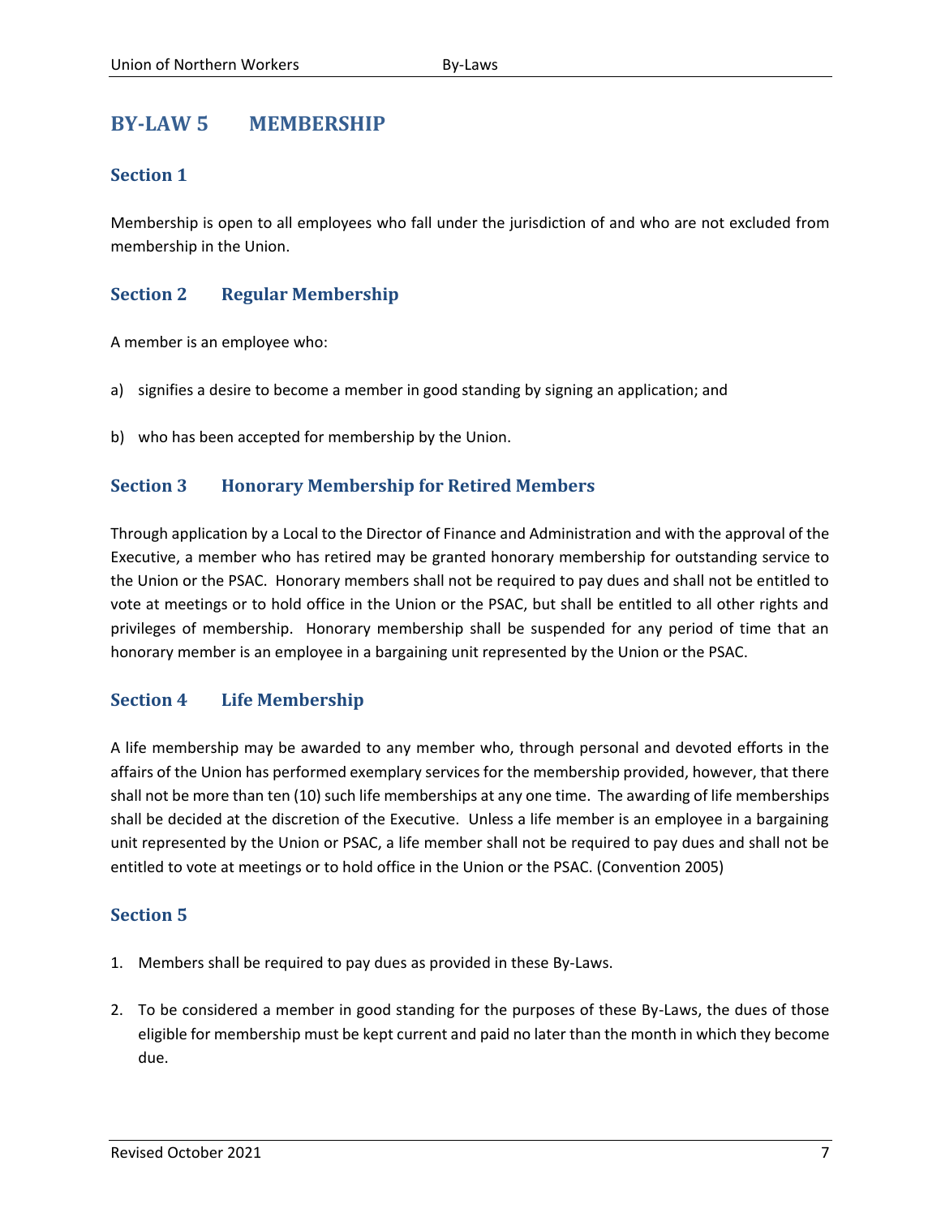# BY-LAW 5 MEMBERSHIP

## Section 1

Membership is open to all employees who fall under the jurisdiction of and who are not excluded from membership in the Union.

## Section 2 Regular Membership

A member is an employee who:

a) signifies a desire to become a member in good standing by signing an application; and

b) who has been accepted for membership by the Union.

## Section 3 Honorary Membership for Retired Members

Through application by a Local to the Director of Finance and Administration and with the approval of the Executive, a member who has retired may be granted honorary membership for outstanding service to the Union or the PSAC. Honorary members shall not be required to pay dues and shall not be entitled to vote at meetings or to hold office in the Union or the PSAC, but shall be entitled to all other rights and privileges of membership. Honorary membership shall be suspended for any period of time that an honorary member is an employee in a bargaining unit represented by the Union or the PSAC.

## Section 4 Life Membership

A life membership may be awarded to any member who, through personal and devoted efforts in the affairs of the Union has performed exemplary services for the membership provided, however, that there shall not be more than ten (10) such life memberships at any one time. The awarding of life memberships shall be decided at the discretion of the Executive. Unless a life member is an employee in a bargaining unit represented by the Union or PSAC, a life member shall not be required to pay dues and shall not be entitled to vote at meetings or to hold office in the Union or the PSAC. (Convention 2005)

## Section 5

1. Members shall be required to pay dues as provided in these By-Laws.

2. To be considered a member in good standing for the purposes of these By-Laws, the dues of those eligible for membership must be kept current and paid no later than the month in which they become due.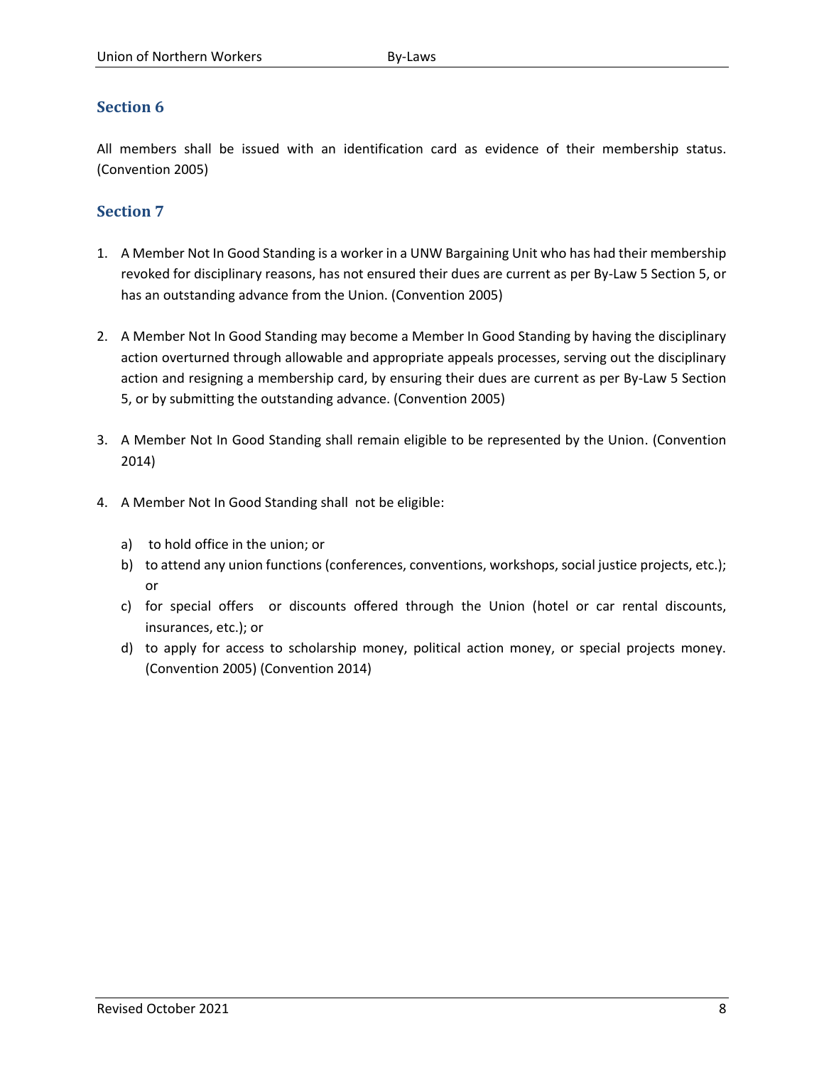## Section 6

All members shall be issued with an identification card as evidence of their membership status. (Convention 2005)

## Section 7

1. A Member Not In Good Standing is a worker in a UNW Bargaining Unit who has had their membership revoked for disciplinary reasons, has not ensured their dues are current as per By-Law 5 Section 5, or has an outstanding advance from the Union. (Convention 2005)

2. A Member Not In Good Standing may become a Member In Good Standing by having the disciplinary action overturned through allowable and appropriate appeals processes, serving out the disciplinary action and resigning a membership card, by ensuring their dues are current as per By-Law 5 Section 5, or by submitting the outstanding advance. (Convention 2005)

3. A Member Not In Good Standing shall remain eligible to be represented by the Union. (Convention 2014)

4. A Member Not In Good Standing shall not be eligible:

   a) to hold office in the union; or
   b) to attend any union functions (conferences, conventions, workshops, social justice projects, etc.); or
   c) for special offers or discounts offered through the Union (hotel or car rental discounts, insurances, etc.); or
   d) to apply for access to scholarship money, political action money, or special projects money. (Convention 2005) (Convention 2014)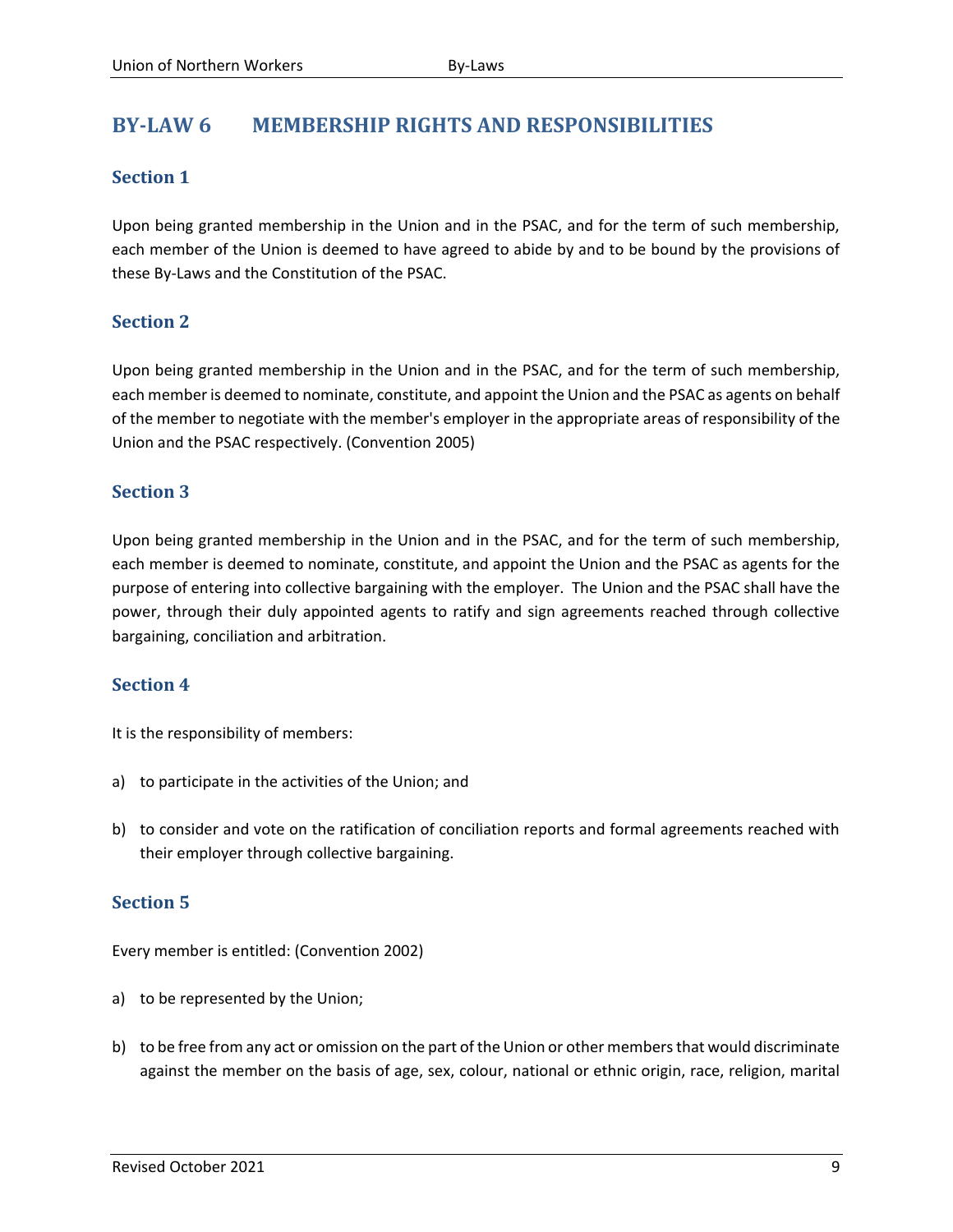## BY-LAW 6 MEMBERSHIP RIGHTS AND RESPONSIBILITIES

### Section 1

Upon being granted membership in the Union and in the PSAC, and for the term of such membership, each member of the Union is deemed to have agreed to abide by and to be bound by the provisions of these By-Laws and the Constitution of the PSAC.

### Section 2

Upon being granted membership in the Union and in the PSAC, and for the term of such membership, each member is deemed to nominate, constitute, and appoint the Union and the PSAC as agents on behalf of the member to negotiate with the member's employer in the appropriate areas of responsibility of the Union and the PSAC respectively. (Convention 2005)

### Section 3

Upon being granted membership in the Union and in the PSAC, and for the term of such membership, each member is deemed to nominate, constitute, and appoint the Union and the PSAC as agents for the purpose of entering into collective bargaining with the employer. The Union and the PSAC shall have the power, through their duly appointed agents to ratify and sign agreements reached through collective bargaining, conciliation and arbitration.

### Section 4

It is the responsibility of members:

a) to participate in the activities of the Union; and

b) to consider and vote on the ratification of conciliation reports and formal agreements reached with their employer through collective bargaining.

### Section 5

Every member is entitled: (Convention 2002)

a) to be represented by the Union;

b) to be free from any act or omission on the part of the Union or other members that would discriminate against the member on the basis of age, sex, colour, national or ethnic origin, race, religion, marital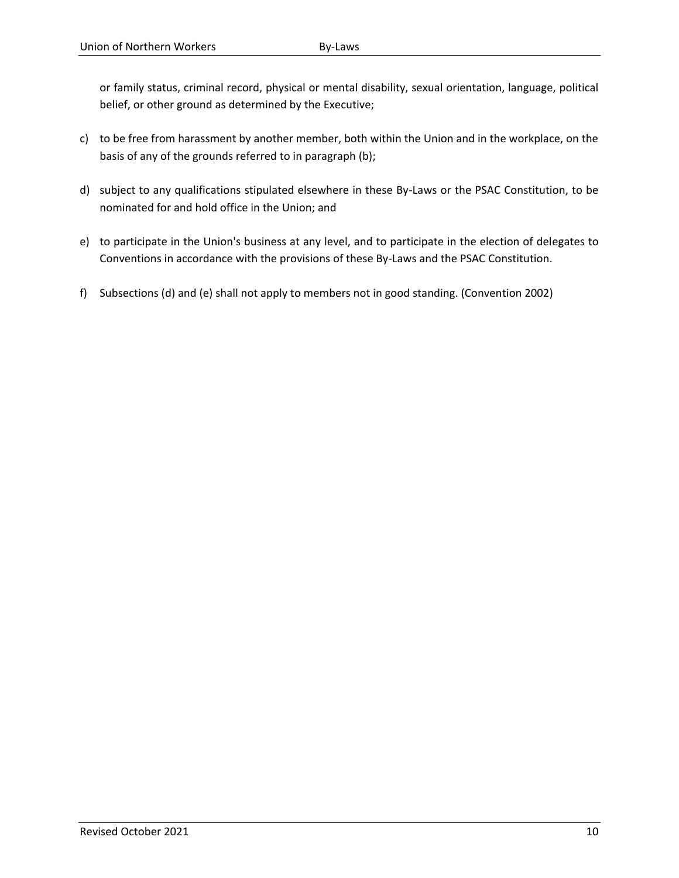or family status, criminal record, physical or mental disability, sexual orientation, language, political belief, or other ground as determined by the Executive;

c) to be free from harassment by another member, both within the Union and in the workplace, on the basis of any of the grounds referred to in paragraph (b);

d) subject to any qualifications stipulated elsewhere in these By-Laws or the PSAC Constitution, to be nominated for and hold office in the Union; and

e) to participate in the Union's business at any level, and to participate in the election of delegates to Conventions in accordance with the provisions of these By-Laws and the PSAC Constitution.

f) Subsections (d) and (e) shall not apply to members not in good standing. (Convention 2002)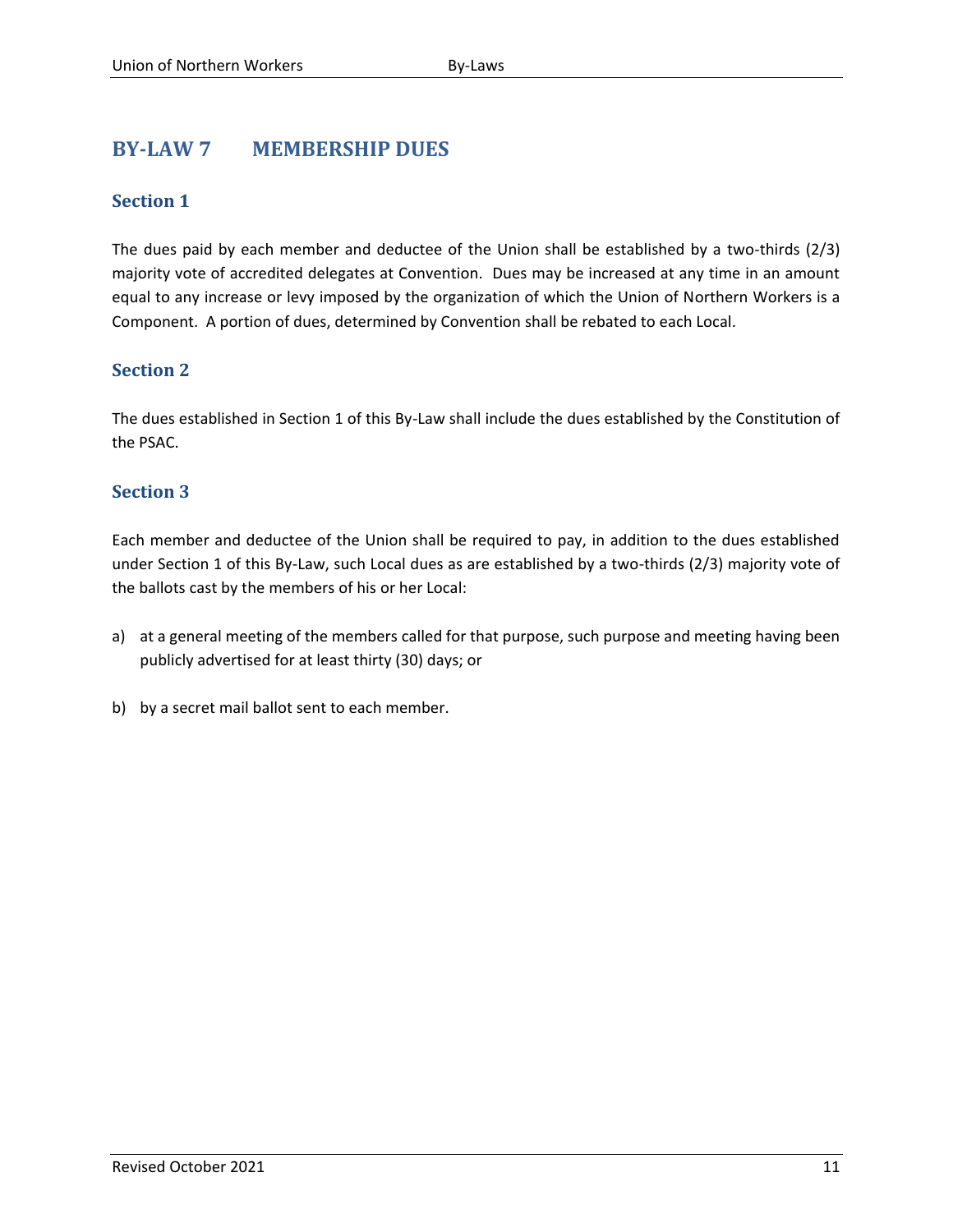# BY-LAW 7 MEMBERSHIP DUES

## Section 1

The dues paid by each member and deductee of the Union shall be established by a two-thirds (2/3) majority vote of accredited delegates at Convention. Dues may be increased at any time in an amount equal to any increase or levy imposed by the organization of which the Union of Northern Workers is a Component. A portion of dues, determined by Convention shall be rebated to each Local.

## Section 2

The dues established in Section 1 of this By-Law shall include the dues established by the Constitution of the PSAC.

## Section 3

Each member and deductee of the Union shall be required to pay, in addition to the dues established under Section 1 of this By-Law, such Local dues as are established by a two-thirds (2/3) majority vote of the ballots cast by the members of his or her Local:

a) at a general meeting of the members called for that purpose, such purpose and meeting having been publicly advertised for at least thirty (30) days; or

b) by a secret mail ballot sent to each member.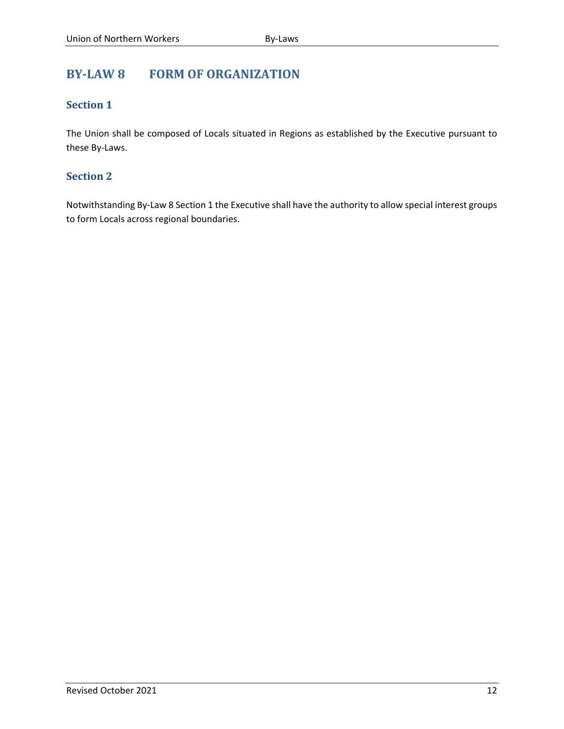## BY-LAW 8 FORM OF ORGANIZATION

### Section 1

The Union shall be composed of Locals situated in Regions as established by the Executive pursuant to these By-Laws.

### Section 2

Notwithstanding By-Law 8 Section 1 the Executive shall have the authority to allow special interest groups to form Locals across regional boundaries.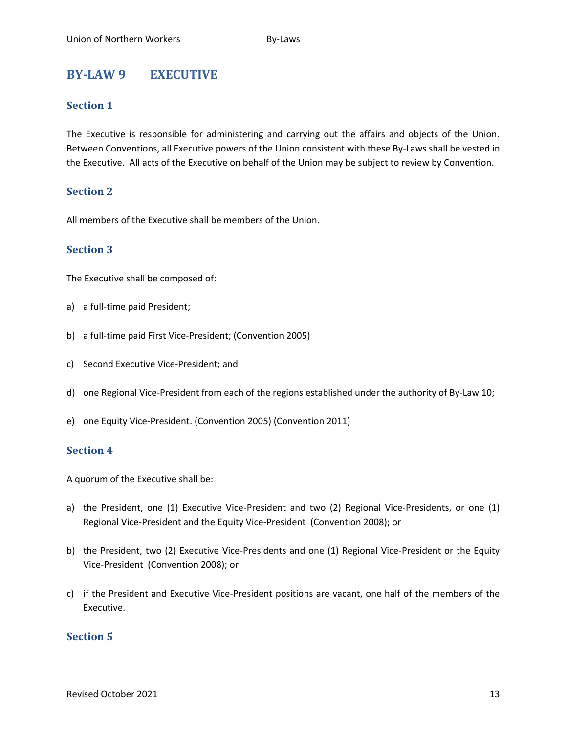## BY-LAW 9 EXECUTIVE

### Section 1

The Executive is responsible for administering and carrying out the affairs and objects of the Union. Between Conventions, all Executive powers of the Union consistent with these By-Laws shall be vested in the Executive. All acts of the Executive on behalf of the Union may be subject to review by Convention.

### Section 2

All members of the Executive shall be members of the Union.

### Section 3

The Executive shall be composed of:

a) a full-time paid President;

b) a full-time paid First Vice-President; (Convention 2005)

c) Second Executive Vice-President; and

d) one Regional Vice-President from each of the regions established under the authority of By-Law 10;

e) one Equity Vice-President. (Convention 2005) (Convention 2011)

### Section 4

A quorum of the Executive shall be:

a) the President, one (1) Executive Vice-President and two (2) Regional Vice-Presidents, or one (1) Regional Vice-President and the Equity Vice-President (Convention 2008); or

b) the President, two (2) Executive Vice-Presidents and one (1) Regional Vice-President or the Equity Vice-President (Convention 2008); or

c) if the President and Executive Vice-President positions are vacant, one half of the members of the Executive.

### Section 5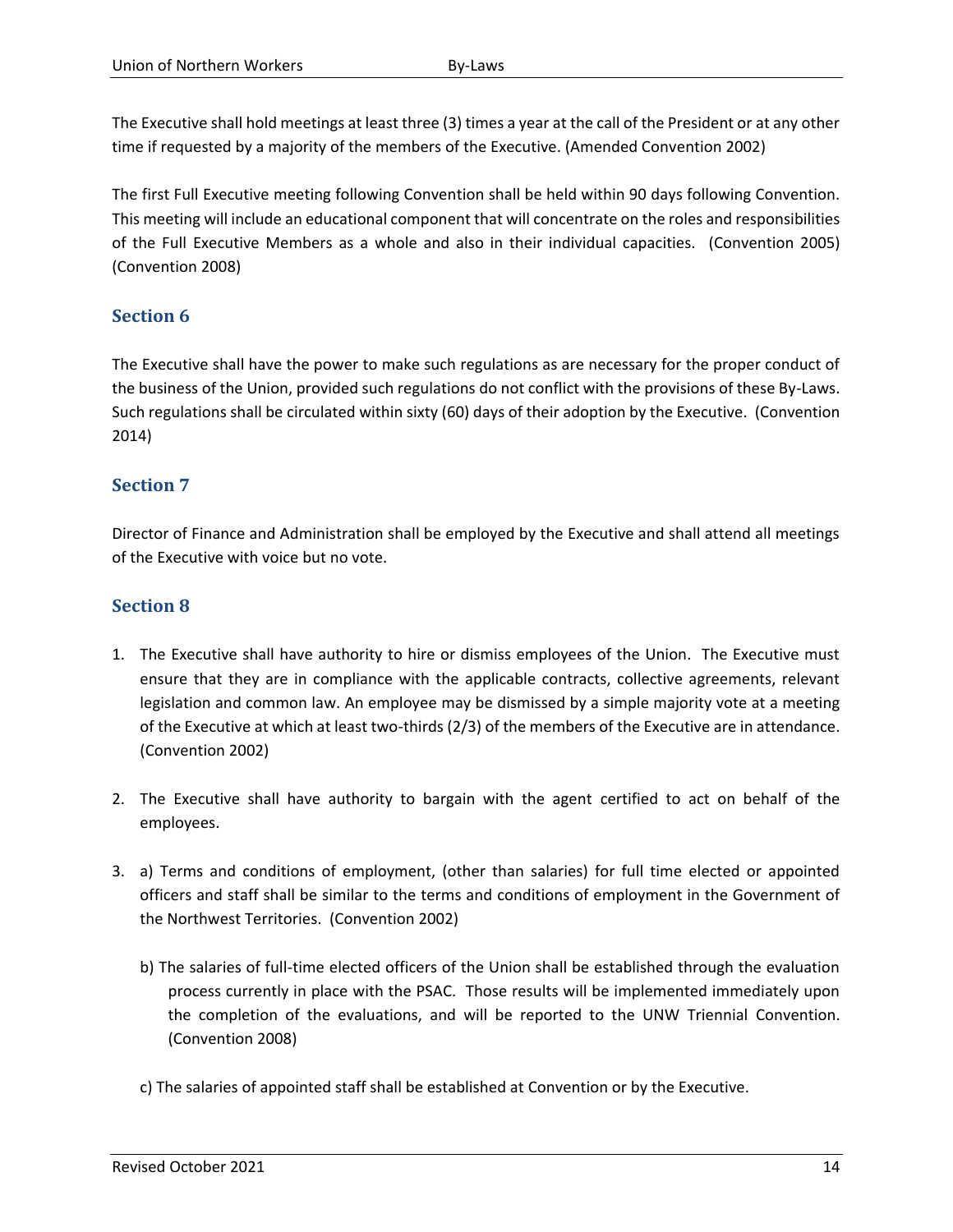The Executive shall hold meetings at least three (3) times a year at the call of the President or at any other time if requested by a majority of the members of the Executive. (Amended Convention 2002)

The first Full Executive meeting following Convention shall be held within 90 days following Convention. This meeting will include an educational component that will concentrate on the roles and responsibilities of the Full Executive Members as a whole and also in their individual capacities. (Convention 2005) (Convention 2008)

## Section 6

The Executive shall have the power to make such regulations as are necessary for the proper conduct of the business of the Union, provided such regulations do not conflict with the provisions of these By-Laws. Such regulations shall be circulated within sixty (60) days of their adoption by the Executive. (Convention 2014)

## Section 7

Director of Finance and Administration shall be employed by the Executive and shall attend all meetings of the Executive with voice but no vote.

## Section 8

1. The Executive shall have authority to hire or dismiss employees of the Union. The Executive must ensure that they are in compliance with the applicable contracts, collective agreements, relevant legislation and common law. An employee may be dismissed by a simple majority vote at a meeting of the Executive at which at least two-thirds (2/3) of the members of the Executive are in attendance. (Convention 2002)

2. The Executive shall have authority to bargain with the agent certified to act on behalf of the employees.

3. a) Terms and conditions of employment, (other than salaries) for full time elected or appointed officers and staff shall be similar to the terms and conditions of employment in the Government of the Northwest Territories. (Convention 2002)

   b) The salaries of full-time elected officers of the Union shall be established through the evaluation process currently in place with the PSAC. Those results will be implemented immediately upon the completion of the evaluations, and will be reported to the UNW Triennial Convention. (Convention 2008)

   c) The salaries of appointed staff shall be established at Convention or by the Executive.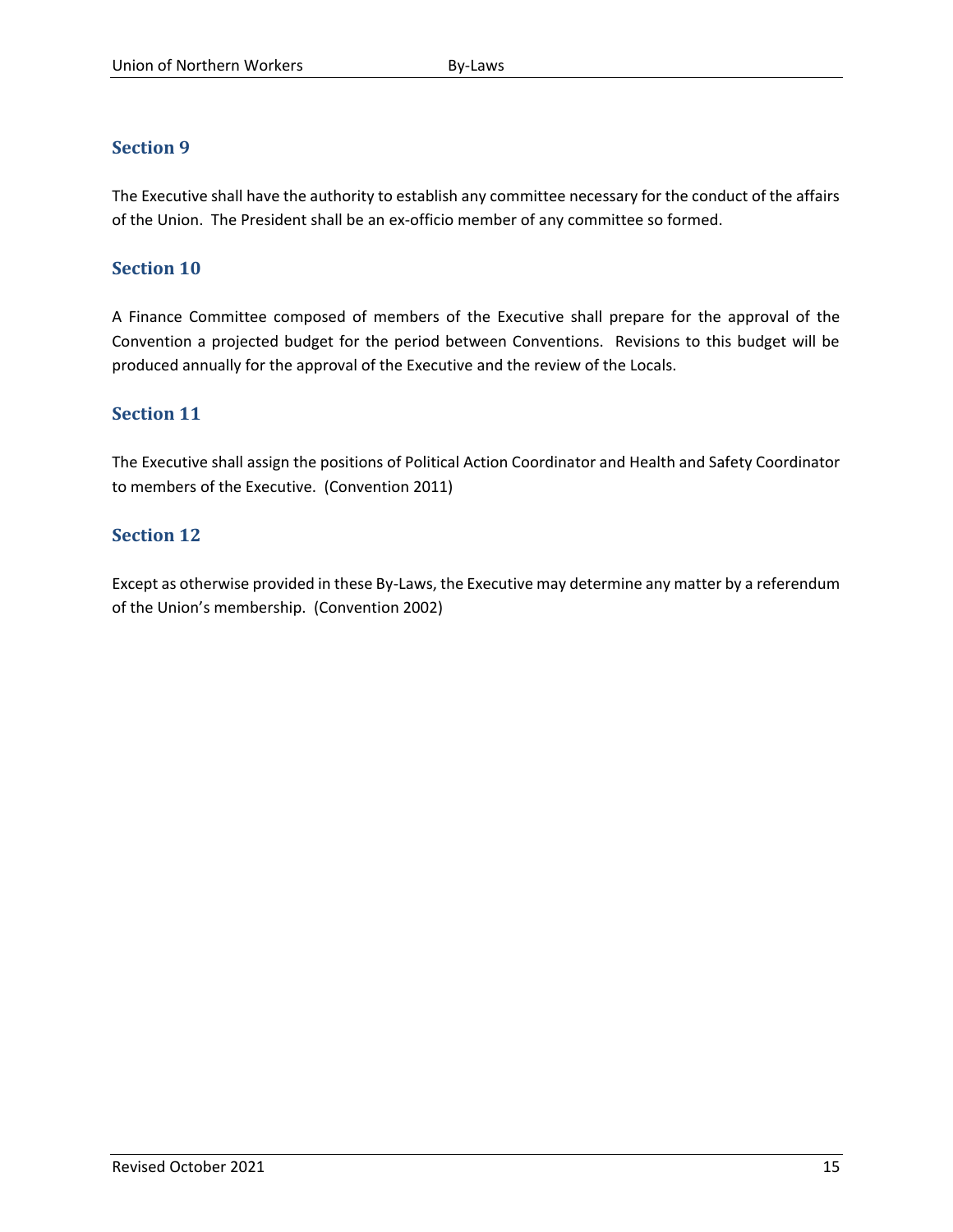## Section 9

The Executive shall have the authority to establish any committee necessary for the conduct of the affairs of the Union. The President shall be an ex-officio member of any committee so formed.

## Section 10

A Finance Committee composed of members of the Executive shall prepare for the approval of the Convention a projected budget for the period between Conventions. Revisions to this budget will be produced annually for the approval of the Executive and the review of the Locals.

## Section 11

The Executive shall assign the positions of Political Action Coordinator and Health and Safety Coordinator to members of the Executive. (Convention 2011)

## Section 12

Except as otherwise provided in these By-Laws, the Executive may determine any matter by a referendum of the Union's membership. (Convention 2002)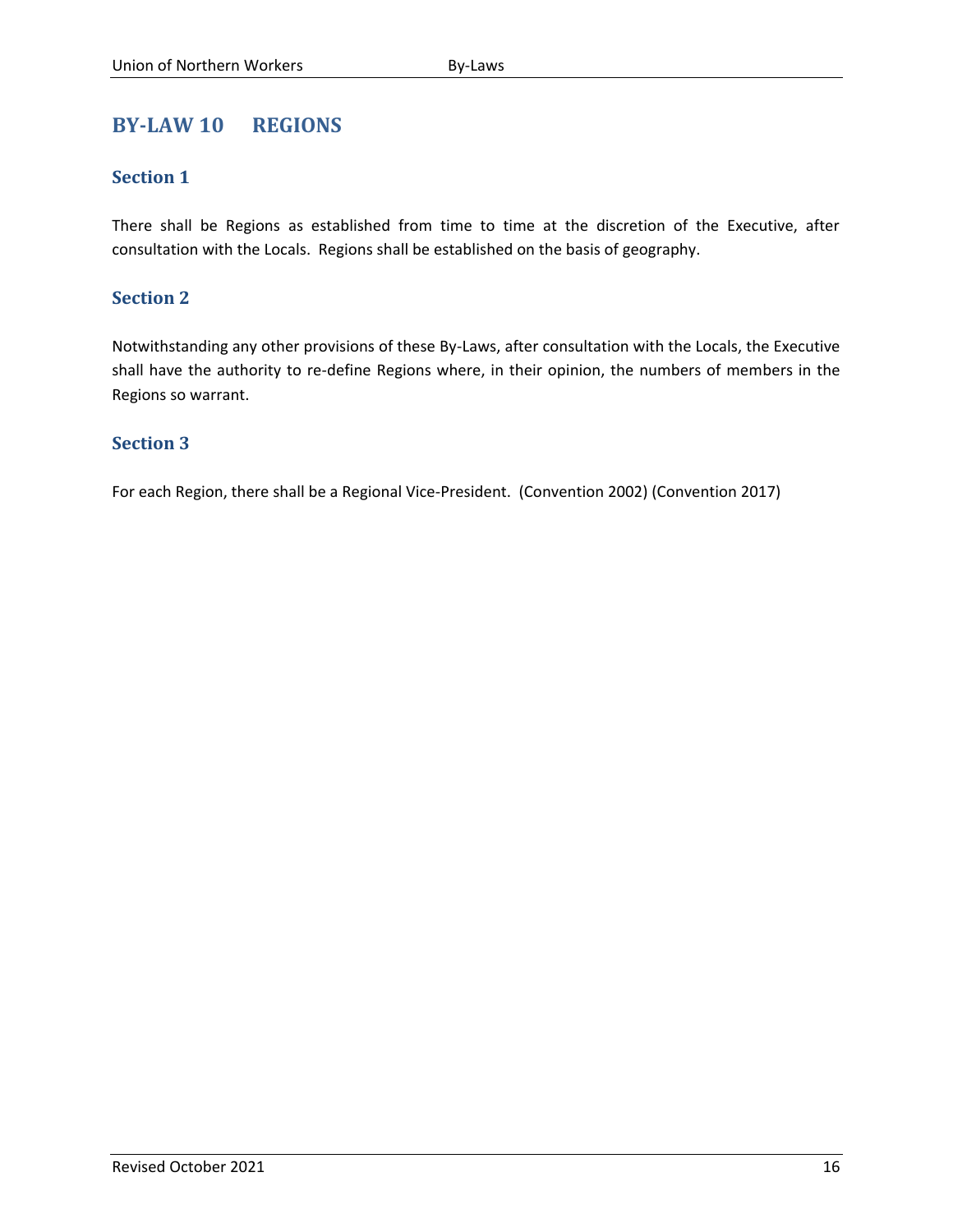## BY-LAW 10 REGIONS

### Section 1

There shall be Regions as established from time to time at the discretion of the Executive, after consultation with the Locals. Regions shall be established on the basis of geography.

### Section 2

Notwithstanding any other provisions of these By-Laws, after consultation with the Locals, the Executive shall have the authority to re-define Regions where, in their opinion, the numbers of members in the Regions so warrant.

### Section 3

For each Region, there shall be a Regional Vice-President. (Convention 2002) (Convention 2017)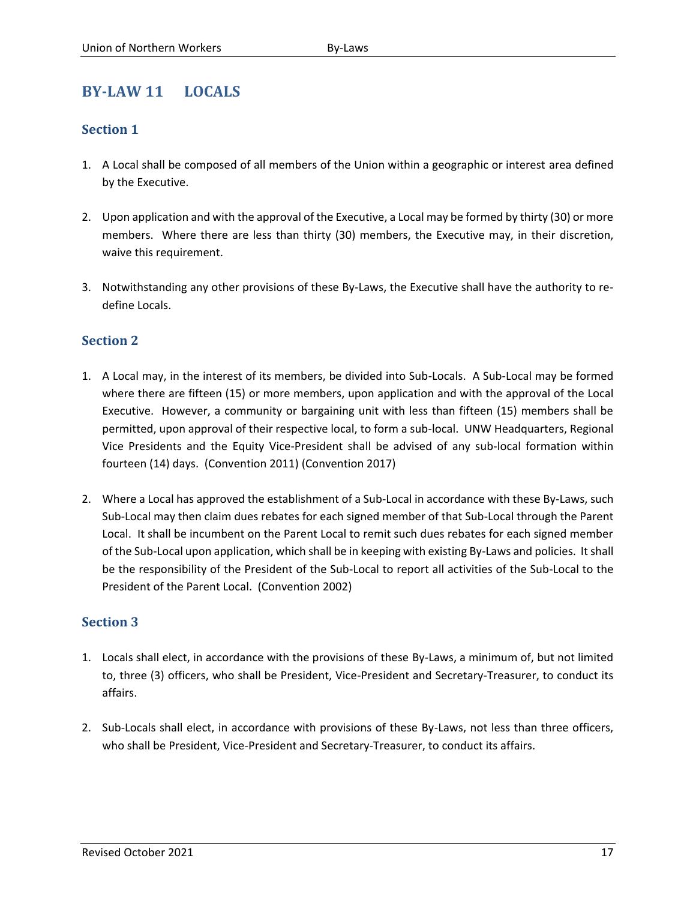# BY-LAW 11 LOCALS

## Section 1

1. A Local shall be composed of all members of the Union within a geographic or interest area defined by the Executive.

2. Upon application and with the approval of the Executive, a Local may be formed by thirty (30) or more members. Where there are less than thirty (30) members, the Executive may, in their discretion, waive this requirement.

3. Notwithstanding any other provisions of these By-Laws, the Executive shall have the authority to re-define Locals.

## Section 2

1. A Local may, in the interest of its members, be divided into Sub-Locals. A Sub-Local may be formed where there are fifteen (15) or more members, upon application and with the approval of the Local Executive. However, a community or bargaining unit with less than fifteen (15) members shall be permitted, upon approval of their respective local, to form a sub-local. UNW Headquarters, Regional Vice Presidents and the Equity Vice-President shall be advised of any sub-local formation within fourteen (14) days. (Convention 2011) (Convention 2017)

2. Where a Local has approved the establishment of a Sub-Local in accordance with these By-Laws, such Sub-Local may then claim dues rebates for each signed member of that Sub-Local through the Parent Local. It shall be incumbent on the Parent Local to remit such dues rebates for each signed member of the Sub-Local upon application, which shall be in keeping with existing By-Laws and policies. It shall be the responsibility of the President of the Sub-Local to report all activities of the Sub-Local to the President of the Parent Local. (Convention 2002)

## Section 3

1. Locals shall elect, in accordance with the provisions of these By-Laws, a minimum of, but not limited to, three (3) officers, who shall be President, Vice-President and Secretary-Treasurer, to conduct its affairs.

2. Sub-Locals shall elect, in accordance with provisions of these By-Laws, not less than three officers, who shall be President, Vice-President and Secretary-Treasurer, to conduct its affairs.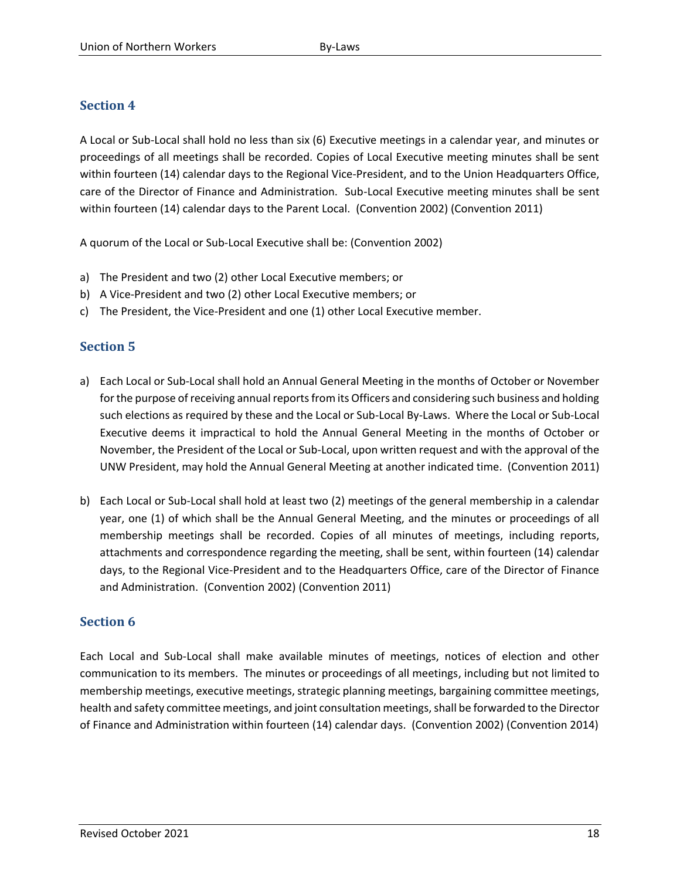## Section 4

A Local or Sub-Local shall hold no less than six (6) Executive meetings in a calendar year, and minutes or proceedings of all meetings shall be recorded. Copies of Local Executive meeting minutes shall be sent within fourteen (14) calendar days to the Regional Vice-President, and to the Union Headquarters Office, care of the Director of Finance and Administration. Sub-Local Executive meeting minutes shall be sent within fourteen (14) calendar days to the Parent Local. (Convention 2002) (Convention 2011)

A quorum of the Local or Sub-Local Executive shall be: (Convention 2002)

a) The President and two (2) other Local Executive members; or
b) A Vice-President and two (2) other Local Executive members; or
c) The President, the Vice-President and one (1) other Local Executive member.

## Section 5

a) Each Local or Sub-Local shall hold an Annual General Meeting in the months of October or November for the purpose of receiving annual reports from its Officers and considering such business and holding such elections as required by these and the Local or Sub-Local By-Laws. Where the Local or Sub-Local Executive deems it impractical to hold the Annual General Meeting in the months of October or November, the President of the Local or Sub-Local, upon written request and with the approval of the UNW President, may hold the Annual General Meeting at another indicated time. (Convention 2011)

b) Each Local or Sub-Local shall hold at least two (2) meetings of the general membership in a calendar year, one (1) of which shall be the Annual General Meeting, and the minutes or proceedings of all membership meetings shall be recorded. Copies of all minutes of meetings, including reports, attachments and correspondence regarding the meeting, shall be sent, within fourteen (14) calendar days, to the Regional Vice-President and to the Headquarters Office, care of the Director of Finance and Administration. (Convention 2002) (Convention 2011)

## Section 6

Each Local and Sub-Local shall make available minutes of meetings, notices of election and other communication to its members. The minutes or proceedings of all meetings, including but not limited to membership meetings, executive meetings, strategic planning meetings, bargaining committee meetings, health and safety committee meetings, and joint consultation meetings, shall be forwarded to the Director of Finance and Administration within fourteen (14) calendar days. (Convention 2002) (Convention 2014)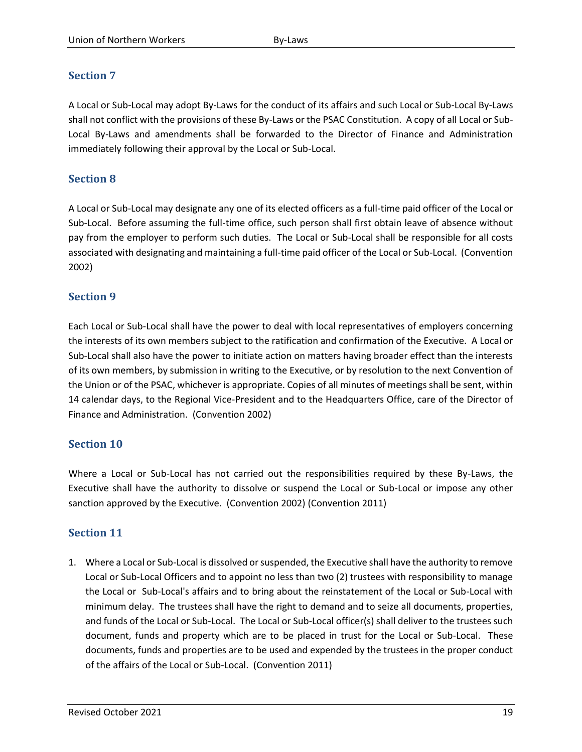## Section 7

A Local or Sub-Local may adopt By-Laws for the conduct of its affairs and such Local or Sub-Local By-Laws shall not conflict with the provisions of these By-Laws or the PSAC Constitution. A copy of all Local or Sub-Local By-Laws and amendments shall be forwarded to the Director of Finance and Administration immediately following their approval by the Local or Sub-Local.

## Section 8

A Local or Sub-Local may designate any one of its elected officers as a full-time paid officer of the Local or Sub-Local. Before assuming the full-time office, such person shall first obtain leave of absence without pay from the employer to perform such duties. The Local or Sub-Local shall be responsible for all costs associated with designating and maintaining a full-time paid officer of the Local or Sub-Local. (Convention 2002)

## Section 9

Each Local or Sub-Local shall have the power to deal with local representatives of employers concerning the interests of its own members subject to the ratification and confirmation of the Executive. A Local or Sub-Local shall also have the power to initiate action on matters having broader effect than the interests of its own members, by submission in writing to the Executive, or by resolution to the next Convention of the Union or of the PSAC, whichever is appropriate. Copies of all minutes of meetings shall be sent, within 14 calendar days, to the Regional Vice-President and to the Headquarters Office, care of the Director of Finance and Administration. (Convention 2002)

## Section 10

Where a Local or Sub-Local has not carried out the responsibilities required by these By-Laws, the Executive shall have the authority to dissolve or suspend the Local or Sub-Local or impose any other sanction approved by the Executive. (Convention 2002) (Convention 2011)

## Section 11

1. Where a Local or Sub-Local is dissolved or suspended, the Executive shall have the authority to remove Local or Sub-Local Officers and to appoint no less than two (2) trustees with responsibility to manage the Local or Sub-Local's affairs and to bring about the reinstatement of the Local or Sub-Local with minimum delay. The trustees shall have the right to demand and to seize all documents, properties, and funds of the Local or Sub-Local. The Local or Sub-Local officer(s) shall deliver to the trustees such document, funds and property which are to be placed in trust for the Local or Sub-Local. These documents, funds and properties are to be used and expended by the trustees in the proper conduct of the affairs of the Local or Sub-Local. (Convention 2011)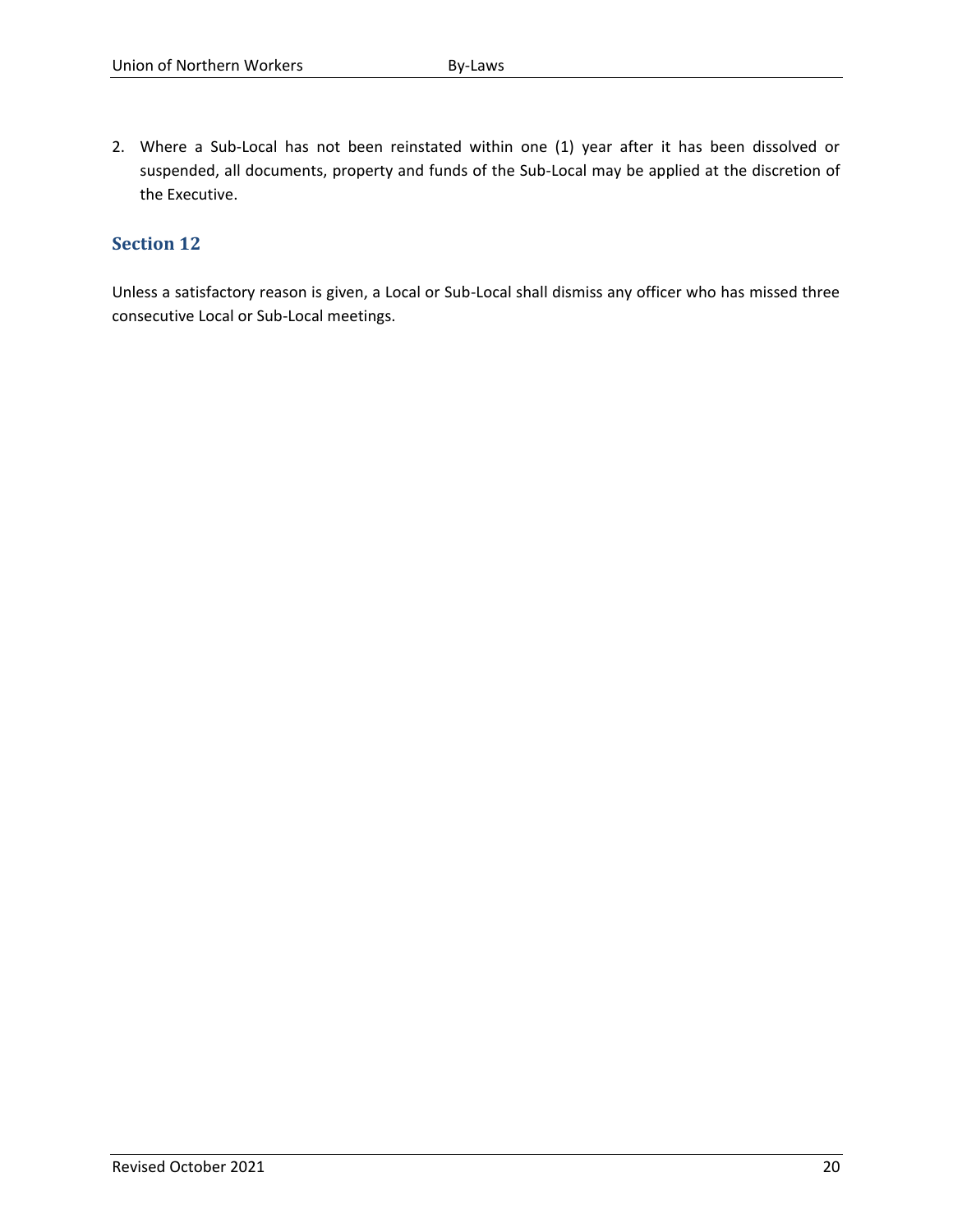2. Where a Sub-Local has not been reinstated within one (1) year after it has been dissolved or suspended, all documents, property and funds of the Sub-Local may be applied at the discretion of the Executive.

## Section 12

Unless a satisfactory reason is given, a Local or Sub-Local shall dismiss any officer who has missed three consecutive Local or Sub-Local meetings.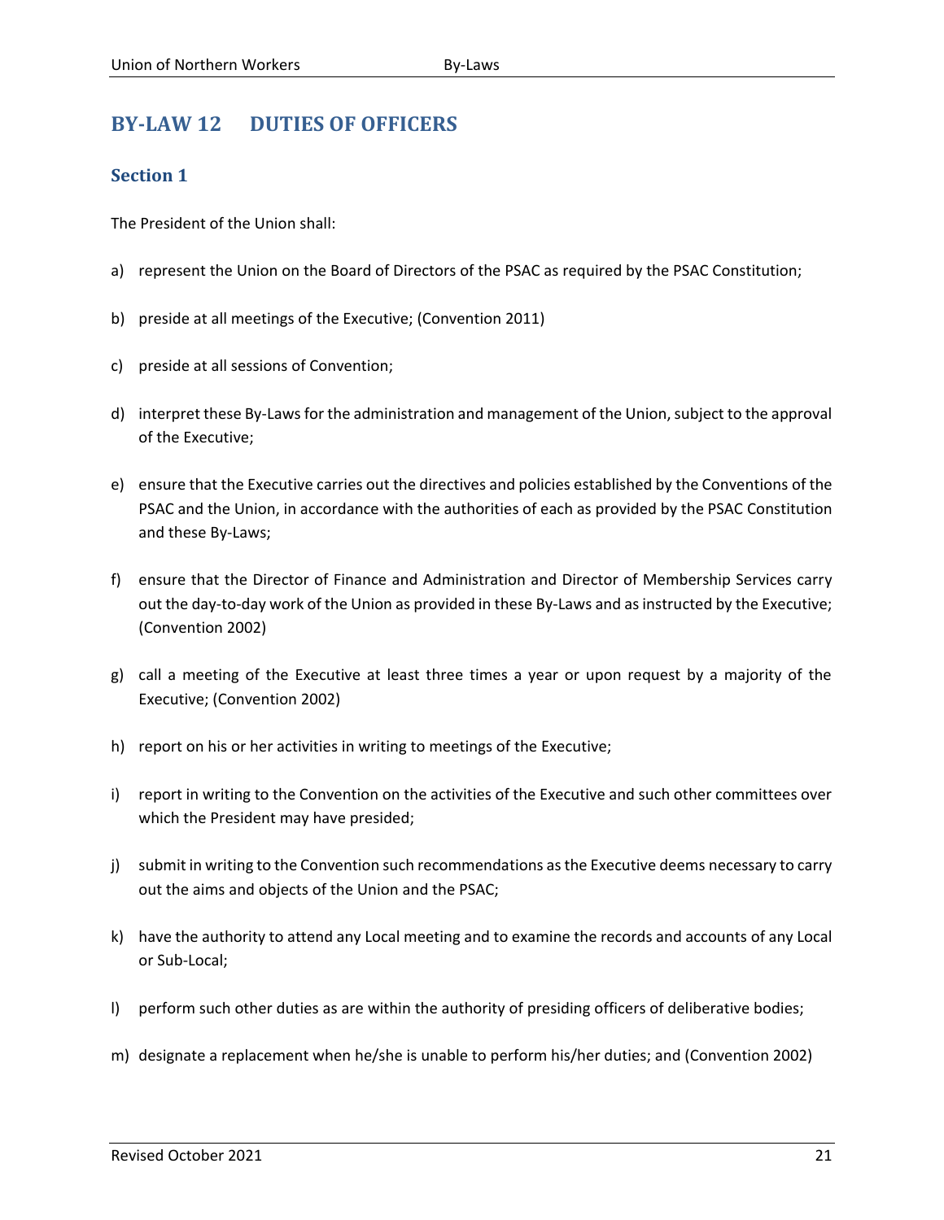## BY-LAW 12 DUTIES OF OFFICERS

### Section 1

The President of the Union shall:

a) represent the Union on the Board of Directors of the PSAC as required by the PSAC Constitution;

b) preside at all meetings of the Executive; (Convention 2011)

c) preside at all sessions of Convention;

d) interpret these By-Laws for the administration and management of the Union, subject to the approval of the Executive;

e) ensure that the Executive carries out the directives and policies established by the Conventions of the PSAC and the Union, in accordance with the authorities of each as provided by the PSAC Constitution and these By-Laws;

f) ensure that the Director of Finance and Administration and Director of Membership Services carry out the day-to-day work of the Union as provided in these By-Laws and as instructed by the Executive; (Convention 2002)

g) call a meeting of the Executive at least three times a year or upon request by a majority of the Executive; (Convention 2002)

h) report on his or her activities in writing to meetings of the Executive;

i) report in writing to the Convention on the activities of the Executive and such other committees over which the President may have presided;

j) submit in writing to the Convention such recommendations as the Executive deems necessary to carry out the aims and objects of the Union and the PSAC;

k) have the authority to attend any Local meeting and to examine the records and accounts of any Local or Sub-Local;

l) perform such other duties as are within the authority of presiding officers of deliberative bodies;

m) designate a replacement when he/she is unable to perform his/her duties; and (Convention 2002)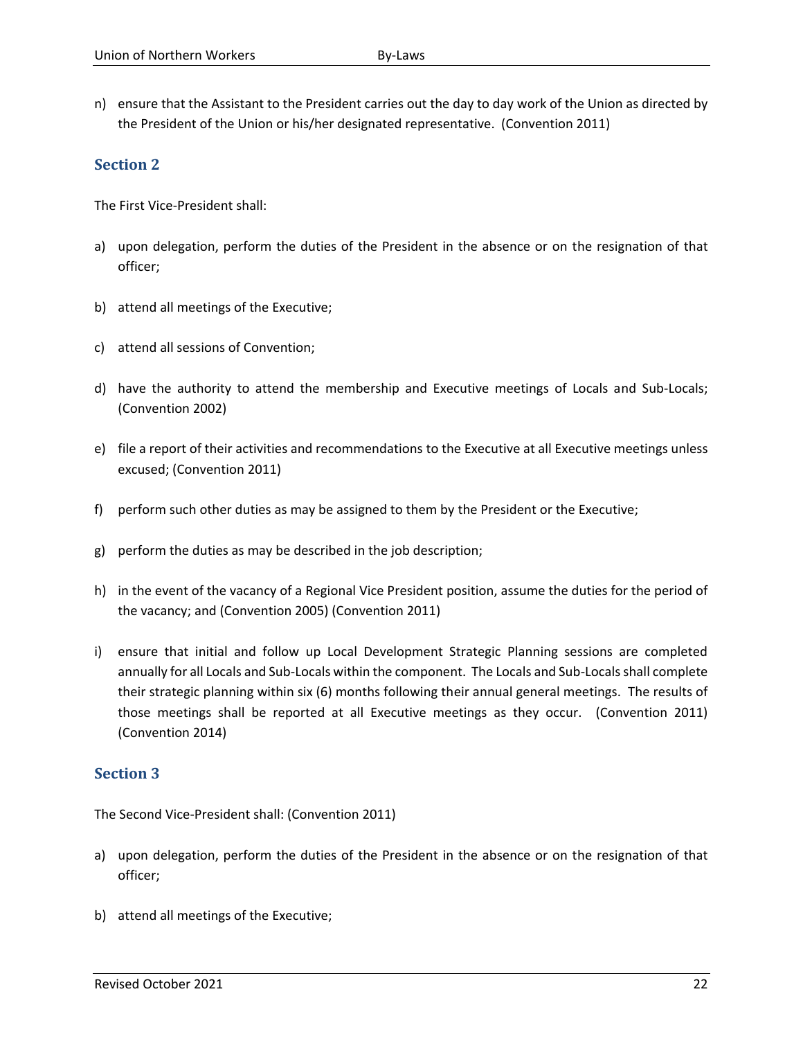n) ensure that the Assistant to the President carries out the day to day work of the Union as directed by the President of the Union or his/her designated representative. (Convention 2011)

## Section 2

The First Vice-President shall:

a) upon delegation, perform the duties of the President in the absence or on the resignation of that officer;

b) attend all meetings of the Executive;

c) attend all sessions of Convention;

d) have the authority to attend the membership and Executive meetings of Locals and Sub-Locals; (Convention 2002)

e) file a report of their activities and recommendations to the Executive at all Executive meetings unless excused; (Convention 2011)

f) perform such other duties as may be assigned to them by the President or the Executive;

g) perform the duties as may be described in the job description;

h) in the event of the vacancy of a Regional Vice President position, assume the duties for the period of the vacancy; and (Convention 2005) (Convention 2011)

i) ensure that initial and follow up Local Development Strategic Planning sessions are completed annually for all Locals and Sub-Locals within the component. The Locals and Sub-Locals shall complete their strategic planning within six (6) months following their annual general meetings. The results of those meetings shall be reported at all Executive meetings as they occur. (Convention 2011) (Convention 2014)

## Section 3

The Second Vice-President shall: (Convention 2011)

a) upon delegation, perform the duties of the President in the absence or on the resignation of that officer;

b) attend all meetings of the Executive;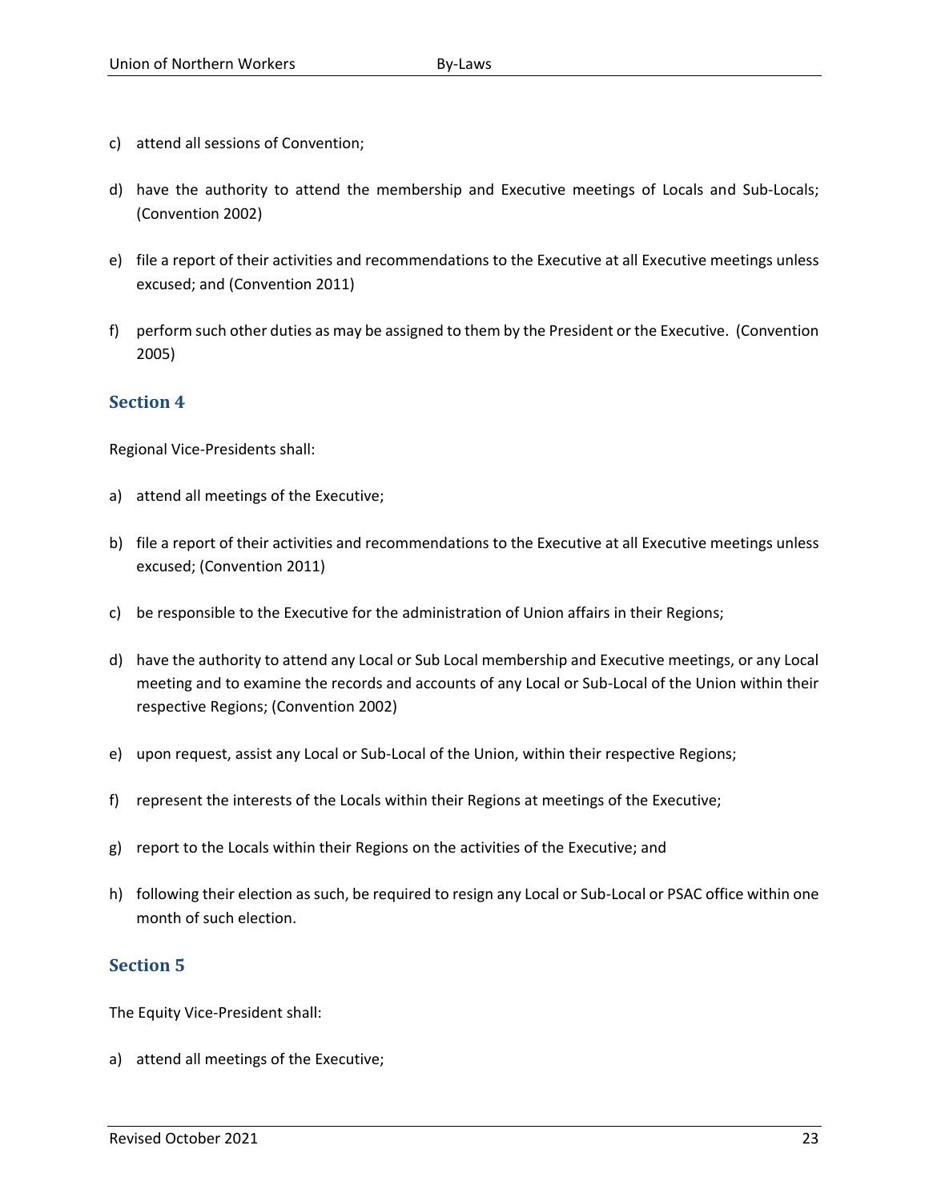c) attend all sessions of Convention;

d) have the authority to attend the membership and Executive meetings of Locals and Sub-Locals; (Convention 2002)

e) file a report of their activities and recommendations to the Executive at all Executive meetings unless excused; and (Convention 2011)

f) perform such other duties as may be assigned to them by the President or the Executive. (Convention 2005)

## Section 4

Regional Vice-Presidents shall:

a) attend all meetings of the Executive;

b) file a report of their activities and recommendations to the Executive at all Executive meetings unless excused; (Convention 2011)

c) be responsible to the Executive for the administration of Union affairs in their Regions;

d) have the authority to attend any Local or Sub Local membership and Executive meetings, or any Local meeting and to examine the records and accounts of any Local or Sub-Local of the Union within their respective Regions; (Convention 2002)

e) upon request, assist any Local or Sub-Local of the Union, within their respective Regions;

f) represent the interests of the Locals within their Regions at meetings of the Executive;

g) report to the Locals within their Regions on the activities of the Executive; and

h) following their election as such, be required to resign any Local or Sub-Local or PSAC office within one month of such election.

## Section 5

The Equity Vice-President shall:

a) attend all meetings of the Executive;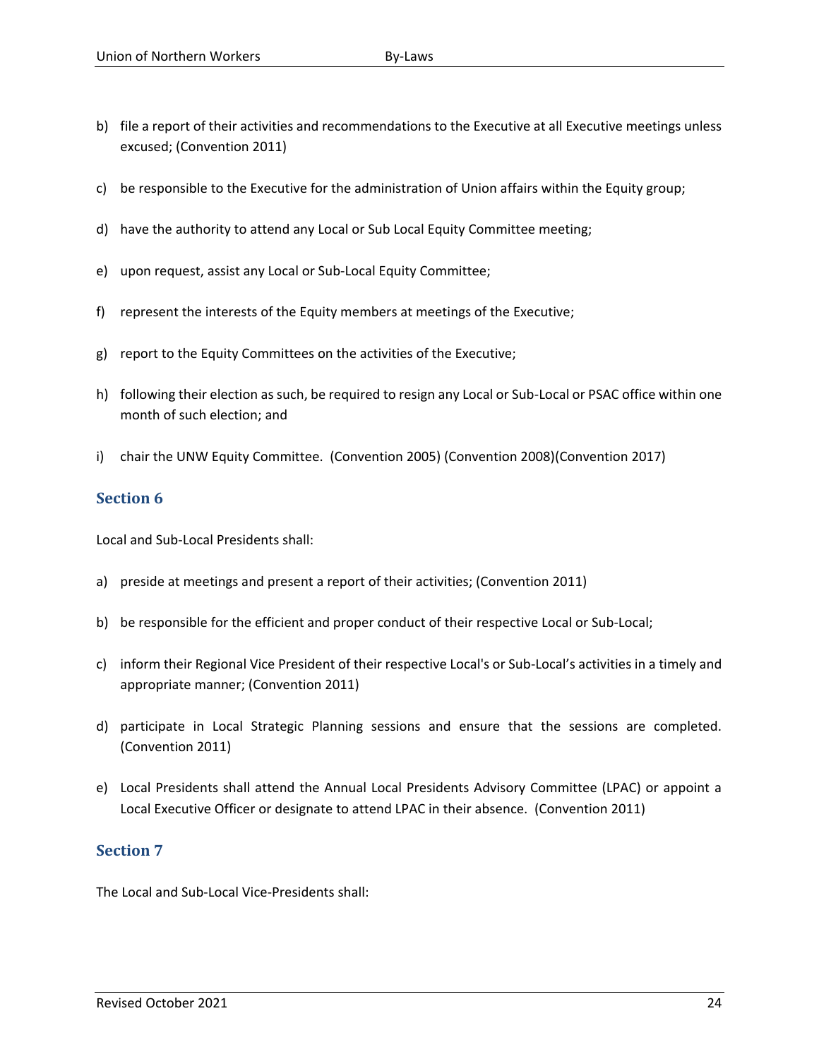b) file a report of their activities and recommendations to the Executive at all Executive meetings unless excused; (Convention 2011)

c) be responsible to the Executive for the administration of Union affairs within the Equity group;

d) have the authority to attend any Local or Sub Local Equity Committee meeting;

e) upon request, assist any Local or Sub-Local Equity Committee;

f) represent the interests of the Equity members at meetings of the Executive;

g) report to the Equity Committees on the activities of the Executive;

h) following their election as such, be required to resign any Local or Sub-Local or PSAC office within one month of such election; and

i) chair the UNW Equity Committee. (Convention 2005) (Convention 2008)(Convention 2017)

## Section 6

Local and Sub-Local Presidents shall:

a) preside at meetings and present a report of their activities; (Convention 2011)

b) be responsible for the efficient and proper conduct of their respective Local or Sub-Local;

c) inform their Regional Vice President of their respective Local's or Sub-Local's activities in a timely and appropriate manner; (Convention 2011)

d) participate in Local Strategic Planning sessions and ensure that the sessions are completed. (Convention 2011)

e) Local Presidents shall attend the Annual Local Presidents Advisory Committee (LPAC) or appoint a Local Executive Officer or designate to attend LPAC in their absence. (Convention 2011)

## Section 7

The Local and Sub-Local Vice-Presidents shall: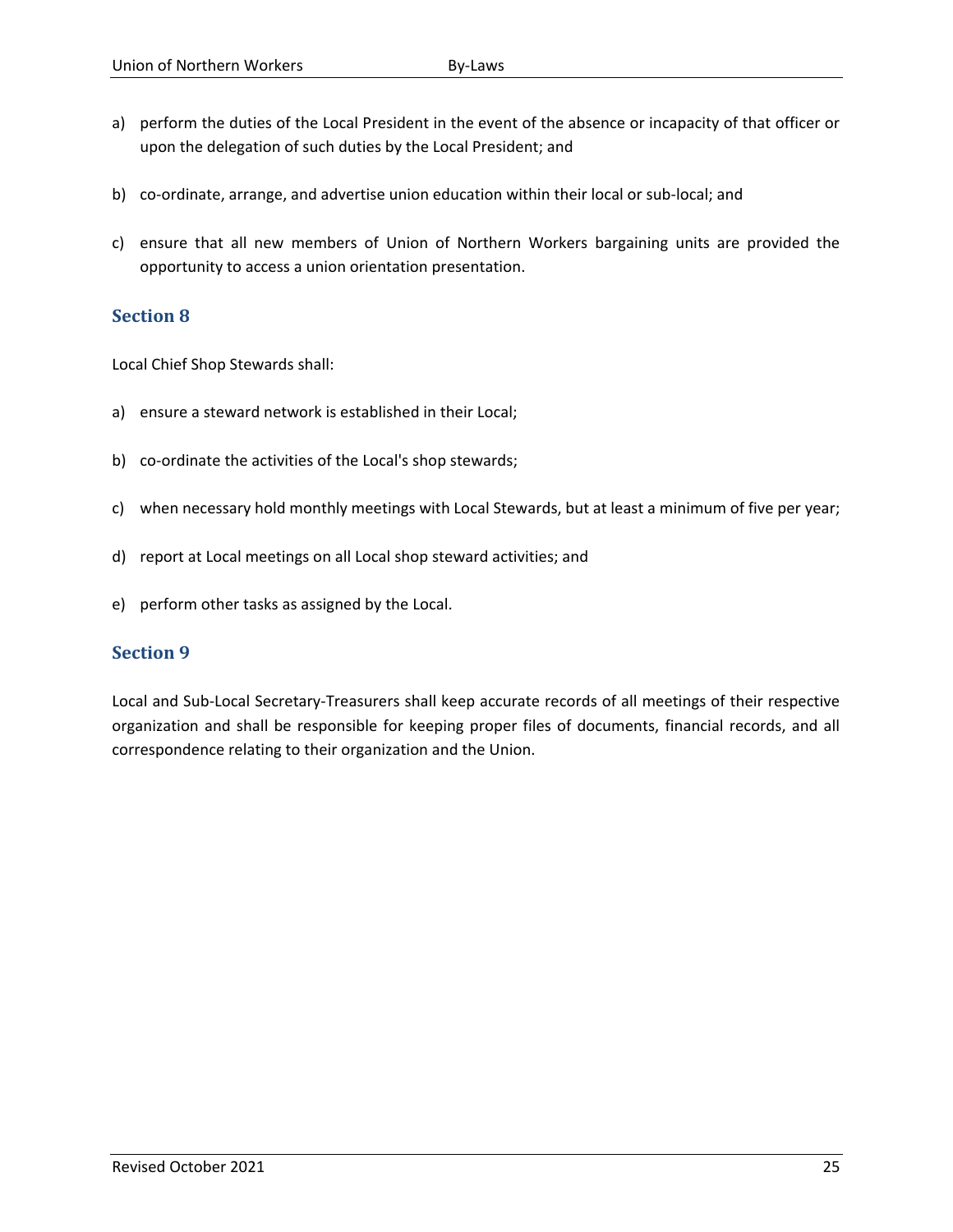a) perform the duties of the Local President in the event of the absence or incapacity of that officer or upon the delegation of such duties by the Local President; and

b) co-ordinate, arrange, and advertise union education within their local or sub-local; and

c) ensure that all new members of Union of Northern Workers bargaining units are provided the opportunity to access a union orientation presentation.

## Section 8

Local Chief Shop Stewards shall:

a) ensure a steward network is established in their Local;

b) co-ordinate the activities of the Local's shop stewards;

c) when necessary hold monthly meetings with Local Stewards, but at least a minimum of five per year;

d) report at Local meetings on all Local shop steward activities; and

e) perform other tasks as assigned by the Local.

## Section 9

Local and Sub-Local Secretary-Treasurers shall keep accurate records of all meetings of their respective organization and shall be responsible for keeping proper files of documents, financial records, and all correspondence relating to their organization and the Union.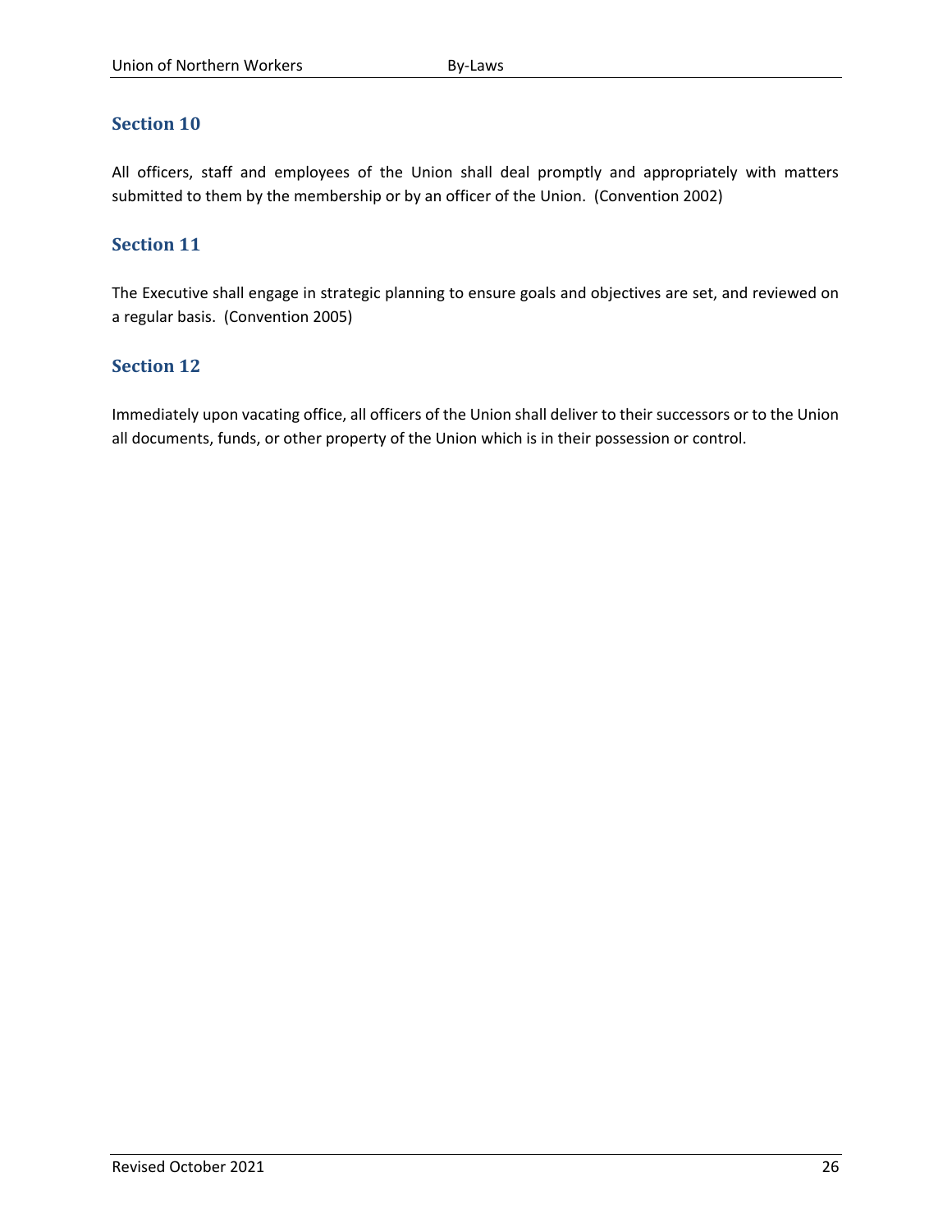## Section 10

All officers, staff and employees of the Union shall deal promptly and appropriately with matters submitted to them by the membership or by an officer of the Union. (Convention 2002)

## Section 11

The Executive shall engage in strategic planning to ensure goals and objectives are set, and reviewed on a regular basis. (Convention 2005)

## Section 12

Immediately upon vacating office, all officers of the Union shall deliver to their successors or to the Union all documents, funds, or other property of the Union which is in their possession or control.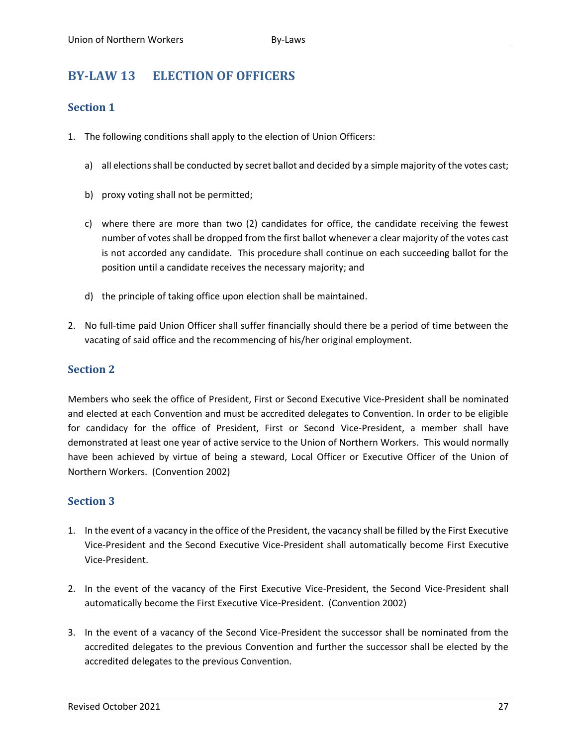## BY-LAW 13 ELECTION OF OFFICERS

### Section 1

1. The following conditions shall apply to the election of Union Officers:

   a) all elections shall be conducted by secret ballot and decided by a simple majority of the votes cast;

   b) proxy voting shall not be permitted;

   c) where there are more than two (2) candidates for office, the candidate receiving the fewest number of votes shall be dropped from the first ballot whenever a clear majority of the votes cast is not accorded any candidate. This procedure shall continue on each succeeding ballot for the position until a candidate receives the necessary majority; and

   d) the principle of taking office upon election shall be maintained.

2. No full-time paid Union Officer shall suffer financially should there be a period of time between the vacating of said office and the recommencing of his/her original employment.

### Section 2

Members who seek the office of President, First or Second Executive Vice-President shall be nominated and elected at each Convention and must be accredited delegates to Convention. In order to be eligible for candidacy for the office of President, First or Second Vice-President, a member shall have demonstrated at least one year of active service to the Union of Northern Workers. This would normally have been achieved by virtue of being a steward, Local Officer or Executive Officer of the Union of Northern Workers. (Convention 2002)

### Section 3

1. In the event of a vacancy in the office of the President, the vacancy shall be filled by the First Executive Vice-President and the Second Executive Vice-President shall automatically become First Executive Vice-President.

2. In the event of the vacancy of the First Executive Vice-President, the Second Vice-President shall automatically become the First Executive Vice-President. (Convention 2002)

3. In the event of a vacancy of the Second Vice-President the successor shall be nominated from the accredited delegates to the previous Convention and further the successor shall be elected by the accredited delegates to the previous Convention.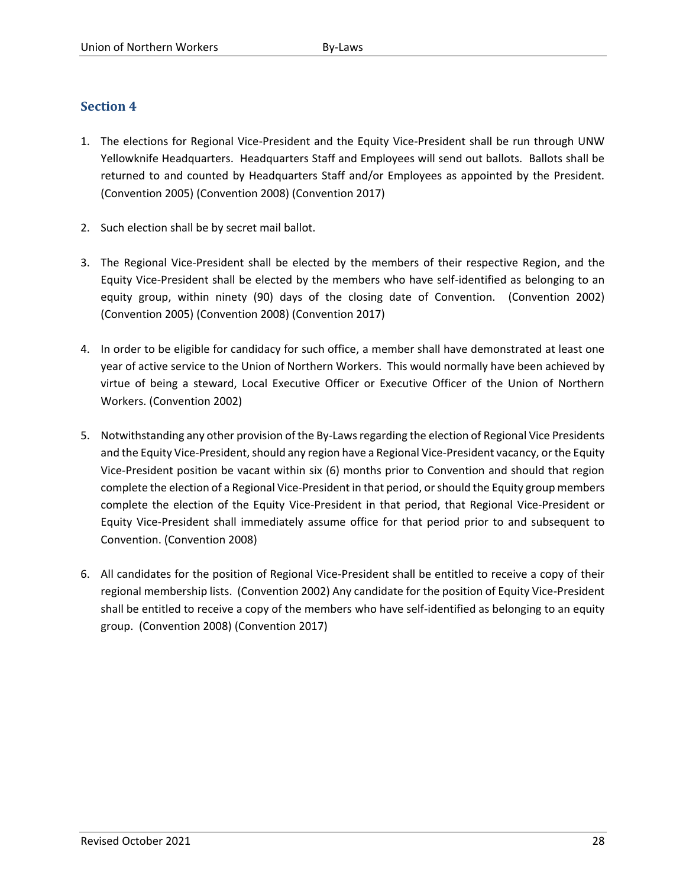## Section 4

1. The elections for Regional Vice-President and the Equity Vice-President shall be run through UNW Yellowknife Headquarters. Headquarters Staff and Employees will send out ballots. Ballots shall be returned to and counted by Headquarters Staff and/or Employees as appointed by the President. (Convention 2005) (Convention 2008) (Convention 2017)

2. Such election shall be by secret mail ballot.

3. The Regional Vice-President shall be elected by the members of their respective Region, and the Equity Vice-President shall be elected by the members who have self-identified as belonging to an equity group, within ninety (90) days of the closing date of Convention. (Convention 2002) (Convention 2005) (Convention 2008) (Convention 2017)

4. In order to be eligible for candidacy for such office, a member shall have demonstrated at least one year of active service to the Union of Northern Workers. This would normally have been achieved by virtue of being a steward, Local Executive Officer or Executive Officer of the Union of Northern Workers. (Convention 2002)

5. Notwithstanding any other provision of the By-Laws regarding the election of Regional Vice Presidents and the Equity Vice-President, should any region have a Regional Vice-President vacancy, or the Equity Vice-President position be vacant within six (6) months prior to Convention and should that region complete the election of a Regional Vice-President in that period, or should the Equity group members complete the election of the Equity Vice-President in that period, that Regional Vice-President or Equity Vice-President shall immediately assume office for that period prior to and subsequent to Convention. (Convention 2008)

6. All candidates for the position of Regional Vice-President shall be entitled to receive a copy of their regional membership lists. (Convention 2002) Any candidate for the position of Equity Vice-President shall be entitled to receive a copy of the members who have self-identified as belonging to an equity group. (Convention 2008) (Convention 2017)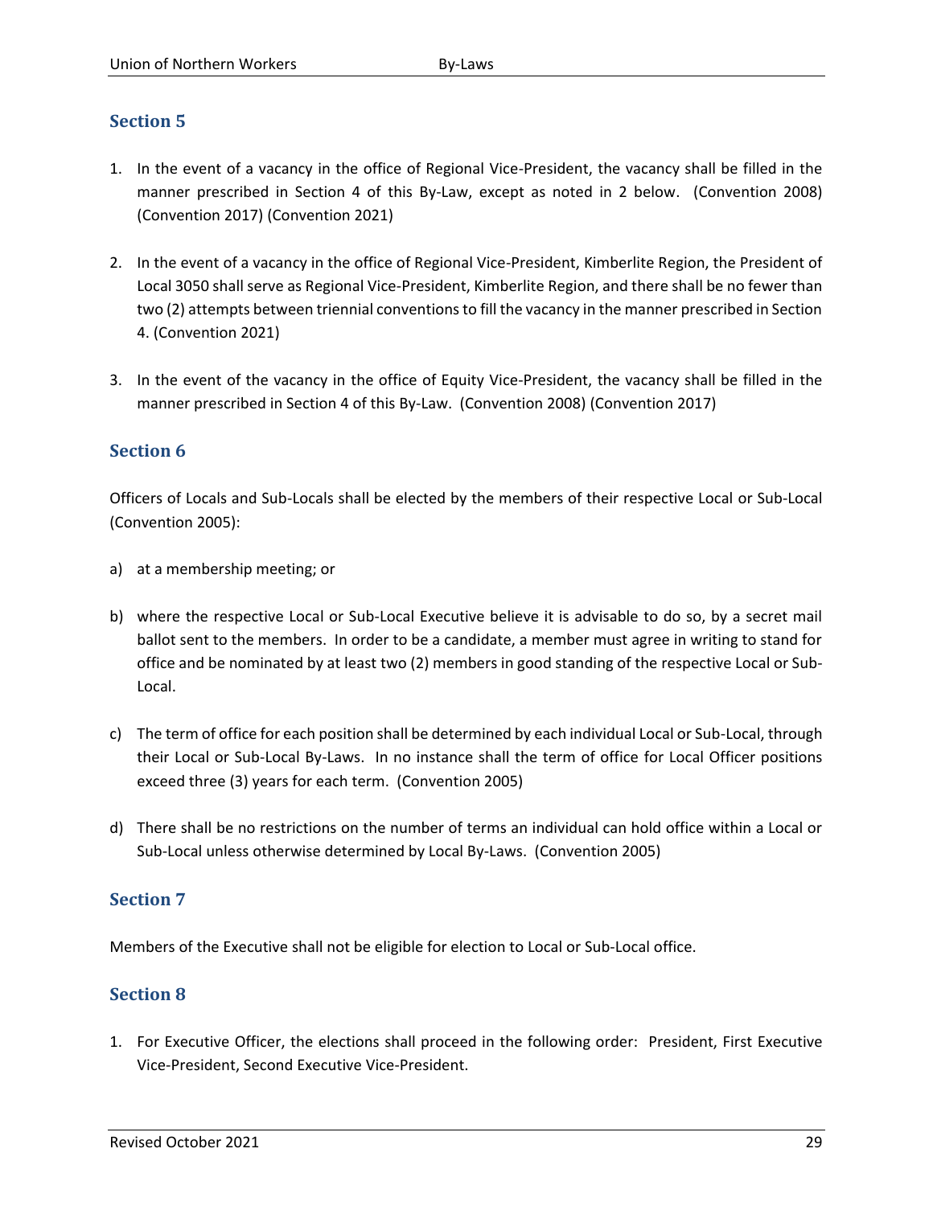## Section 5

1. In the event of a vacancy in the office of Regional Vice-President, the vacancy shall be filled in the manner prescribed in Section 4 of this By-Law, except as noted in 2 below. (Convention 2008) (Convention 2017) (Convention 2021)

2. In the event of a vacancy in the office of Regional Vice-President, Kimberlite Region, the President of Local 3050 shall serve as Regional Vice-President, Kimberlite Region, and there shall be no fewer than two (2) attempts between triennial conventions to fill the vacancy in the manner prescribed in Section 4. (Convention 2021)

3. In the event of the vacancy in the office of Equity Vice-President, the vacancy shall be filled in the manner prescribed in Section 4 of this By-Law. (Convention 2008) (Convention 2017)

## Section 6

Officers of Locals and Sub-Locals shall be elected by the members of their respective Local or Sub-Local (Convention 2005):

a) at a membership meeting; or

b) where the respective Local or Sub-Local Executive believe it is advisable to do so, by a secret mail ballot sent to the members. In order to be a candidate, a member must agree in writing to stand for office and be nominated by at least two (2) members in good standing of the respective Local or Sub-Local.

c) The term of office for each position shall be determined by each individual Local or Sub-Local, through their Local or Sub-Local By-Laws. In no instance shall the term of office for Local Officer positions exceed three (3) years for each term. (Convention 2005)

d) There shall be no restrictions on the number of terms an individual can hold office within a Local or Sub-Local unless otherwise determined by Local By-Laws. (Convention 2005)

## Section 7

Members of the Executive shall not be eligible for election to Local or Sub-Local office.

## Section 8

1. For Executive Officer, the elections shall proceed in the following order: President, First Executive Vice-President, Second Executive Vice-President.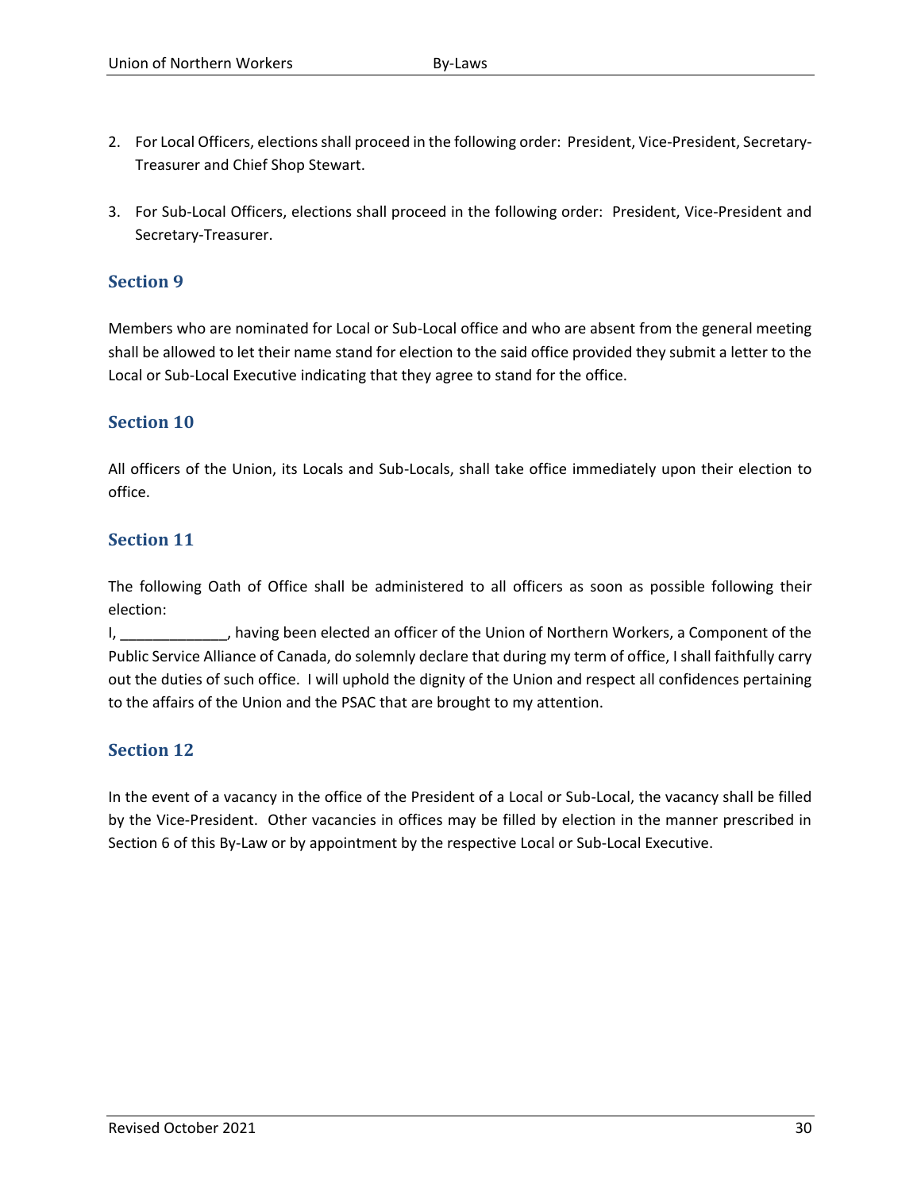2. For Local Officers, elections shall proceed in the following order: President, Vice-President, Secretary-Treasurer and Chief Shop Stewart.

3. For Sub-Local Officers, elections shall proceed in the following order: President, Vice-President and Secretary-Treasurer.

### Section 9

Members who are nominated for Local or Sub-Local office and who are absent from the general meeting shall be allowed to let their name stand for election to the said office provided they submit a letter to the Local or Sub-Local Executive indicating that they agree to stand for the office.

### Section 10

All officers of the Union, its Locals and Sub-Locals, shall take office immediately upon their election to office.

### Section 11

The following Oath of Office shall be administered to all officers as soon as possible following their election:

I, _____________, having been elected an officer of the Union of Northern Workers, a Component of the Public Service Alliance of Canada, do solemnly declare that during my term of office, I shall faithfully carry out the duties of such office. I will uphold the dignity of the Union and respect all confidences pertaining to the affairs of the Union and the PSAC that are brought to my attention.

### Section 12

In the event of a vacancy in the office of the President of a Local or Sub-Local, the vacancy shall be filled by the Vice-President. Other vacancies in offices may be filled by election in the manner prescribed in Section 6 of this By-Law or by appointment by the respective Local or Sub-Local Executive.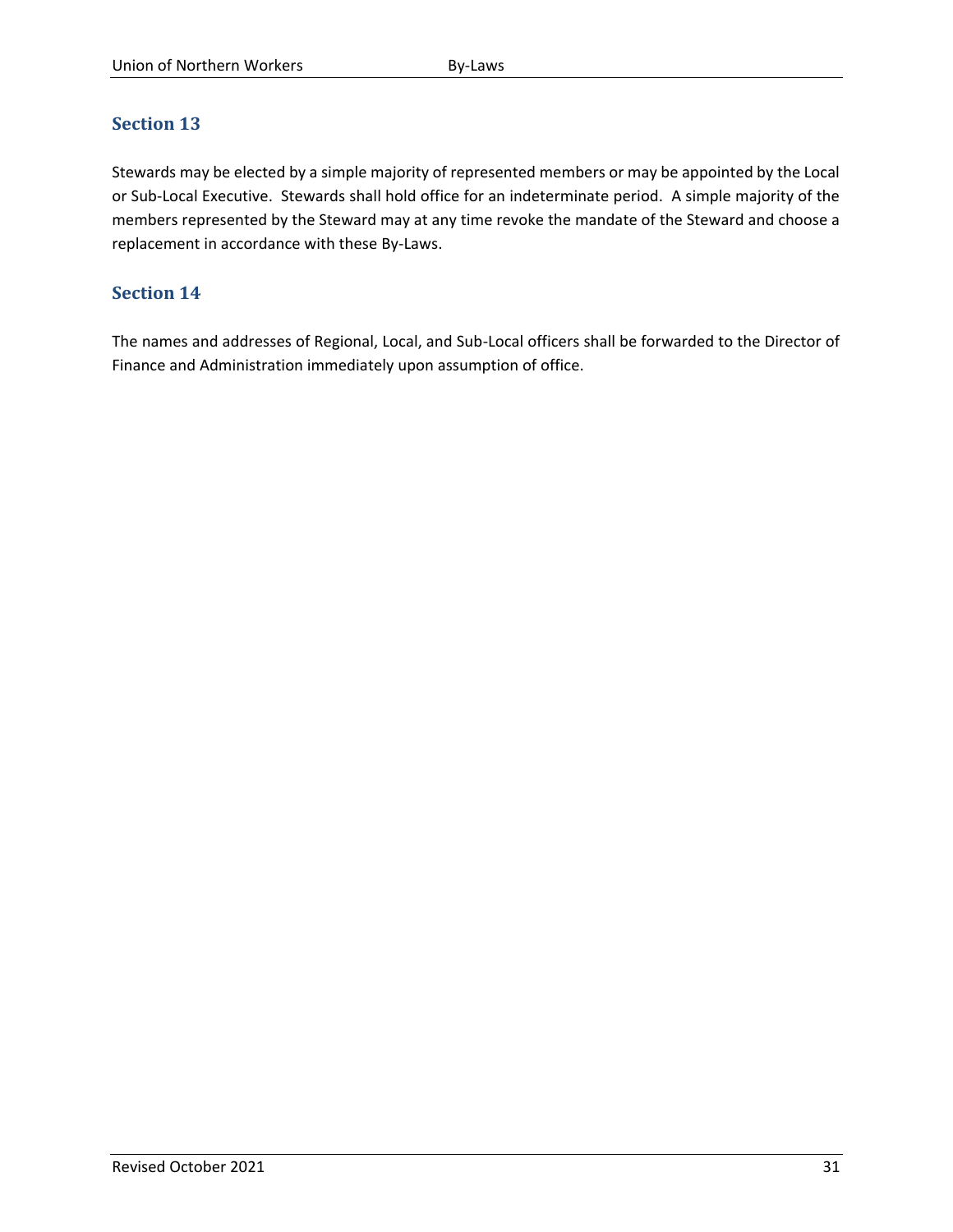## Section 13

Stewards may be elected by a simple majority of represented members or may be appointed by the Local or Sub-Local Executive. Stewards shall hold office for an indeterminate period. A simple majority of the members represented by the Steward may at any time revoke the mandate of the Steward and choose a replacement in accordance with these By-Laws.

## Section 14

The names and addresses of Regional, Local, and Sub-Local officers shall be forwarded to the Director of Finance and Administration immediately upon assumption of office.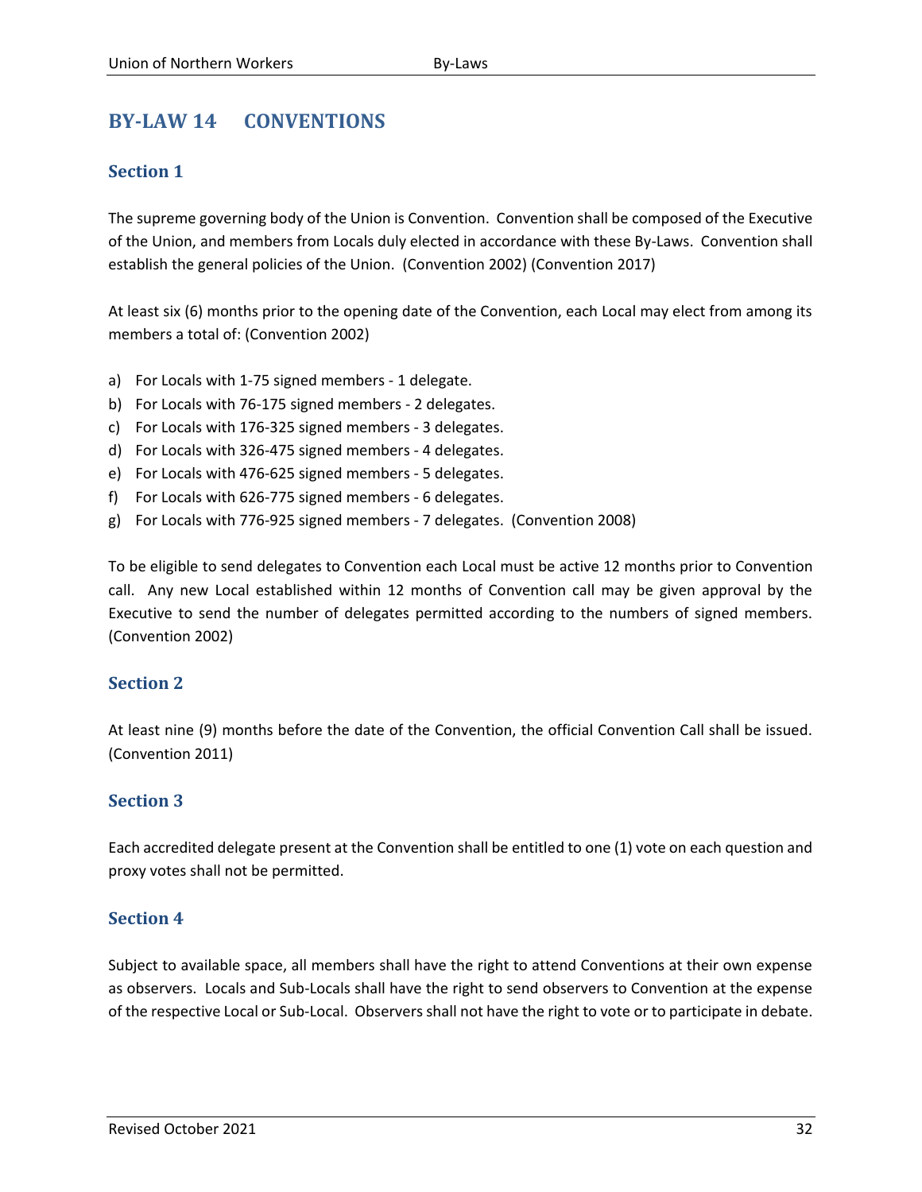## BY-LAW 14 CONVENTIONS

### Section 1

The supreme governing body of the Union is Convention. Convention shall be composed of the Executive of the Union, and members from Locals duly elected in accordance with these By-Laws. Convention shall establish the general policies of the Union. (Convention 2002) (Convention 2017)

At least six (6) months prior to the opening date of the Convention, each Local may elect from among its members a total of: (Convention 2002)

a) For Locals with 1-75 signed members - 1 delegate.
b) For Locals with 76-175 signed members - 2 delegates.
c) For Locals with 176-325 signed members - 3 delegates.
d) For Locals with 326-475 signed members - 4 delegates.
e) For Locals with 476-625 signed members - 5 delegates.
f) For Locals with 626-775 signed members - 6 delegates.
g) For Locals with 776-925 signed members - 7 delegates. (Convention 2008)

To be eligible to send delegates to Convention each Local must be active 12 months prior to Convention call. Any new Local established within 12 months of Convention call may be given approval by the Executive to send the number of delegates permitted according to the numbers of signed members. (Convention 2002)

### Section 2

At least nine (9) months before the date of the Convention, the official Convention Call shall be issued. (Convention 2011)

### Section 3

Each accredited delegate present at the Convention shall be entitled to one (1) vote on each question and proxy votes shall not be permitted.

### Section 4

Subject to available space, all members shall have the right to attend Conventions at their own expense as observers. Locals and Sub-Locals shall have the right to send observers to Convention at the expense of the respective Local or Sub-Local. Observers shall not have the right to vote or to participate in debate.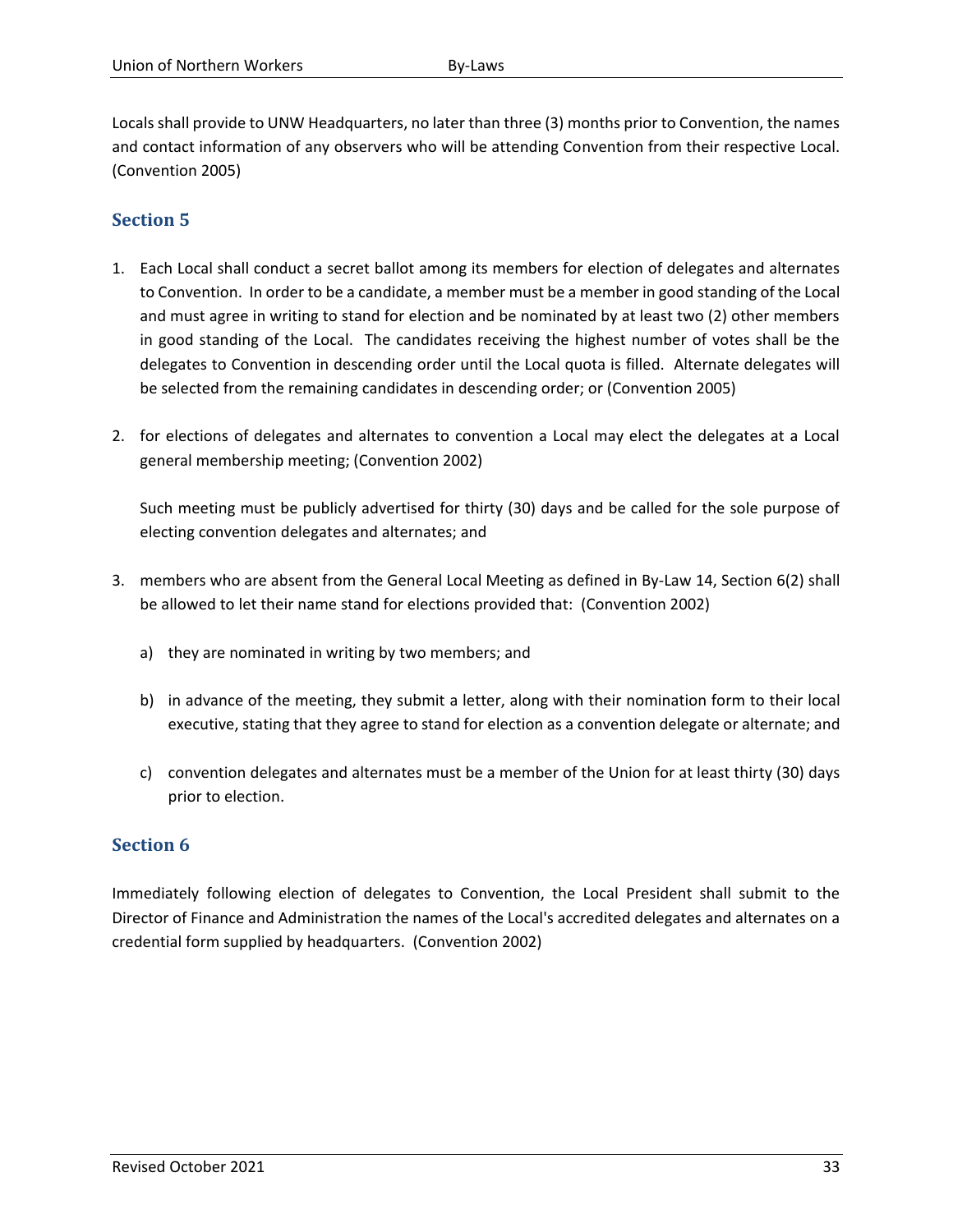Locals shall provide to UNW Headquarters, no later than three (3) months prior to Convention, the names and contact information of any observers who will be attending Convention from their respective Local. (Convention 2005)

## Section 5

1. Each Local shall conduct a secret ballot among its members for election of delegates and alternates to Convention. In order to be a candidate, a member must be a member in good standing of the Local and must agree in writing to stand for election and be nominated by at least two (2) other members in good standing of the Local. The candidates receiving the highest number of votes shall be the delegates to Convention in descending order until the Local quota is filled. Alternate delegates will be selected from the remaining candidates in descending order; or (Convention 2005)

2. for elections of delegates and alternates to convention a Local may elect the delegates at a Local general membership meeting; (Convention 2002)

   Such meeting must be publicly advertised for thirty (30) days and be called for the sole purpose of electing convention delegates and alternates; and

3. members who are absent from the General Local Meeting as defined in By-Law 14, Section 6(2) shall be allowed to let their name stand for elections provided that: (Convention 2002)

   a) they are nominated in writing by two members; and

   b) in advance of the meeting, they submit a letter, along with their nomination form to their local executive, stating that they agree to stand for election as a convention delegate or alternate; and

   c) convention delegates and alternates must be a member of the Union for at least thirty (30) days prior to election.

## Section 6

Immediately following election of delegates to Convention, the Local President shall submit to the Director of Finance and Administration the names of the Local's accredited delegates and alternates on a credential form supplied by headquarters. (Convention 2002)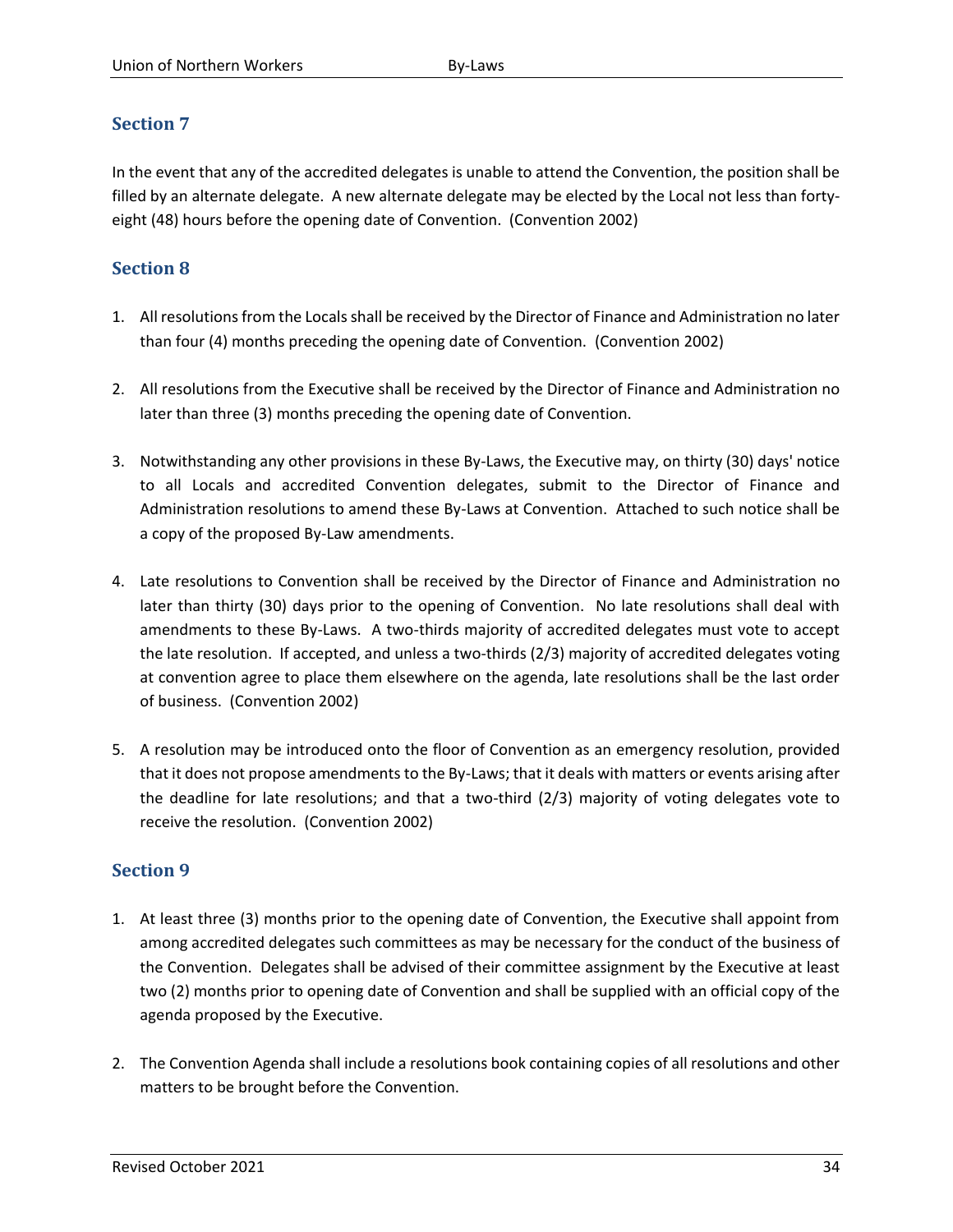## Section 7

In the event that any of the accredited delegates is unable to attend the Convention, the position shall be filled by an alternate delegate. A new alternate delegate may be elected by the Local not less than forty-eight (48) hours before the opening date of Convention. (Convention 2002)

## Section 8

1. All resolutions from the Locals shall be received by the Director of Finance and Administration no later than four (4) months preceding the opening date of Convention. (Convention 2002)

2. All resolutions from the Executive shall be received by the Director of Finance and Administration no later than three (3) months preceding the opening date of Convention.

3. Notwithstanding any other provisions in these By-Laws, the Executive may, on thirty (30) days' notice to all Locals and accredited Convention delegates, submit to the Director of Finance and Administration resolutions to amend these By-Laws at Convention. Attached to such notice shall be a copy of the proposed By-Law amendments.

4. Late resolutions to Convention shall be received by the Director of Finance and Administration no later than thirty (30) days prior to the opening of Convention. No late resolutions shall deal with amendments to these By-Laws. A two-thirds majority of accredited delegates must vote to accept the late resolution. If accepted, and unless a two-thirds (2/3) majority of accredited delegates voting at convention agree to place them elsewhere on the agenda, late resolutions shall be the last order of business. (Convention 2002)

5. A resolution may be introduced onto the floor of Convention as an emergency resolution, provided that it does not propose amendments to the By-Laws; that it deals with matters or events arising after the deadline for late resolutions; and that a two-third (2/3) majority of voting delegates vote to receive the resolution. (Convention 2002)

## Section 9

1. At least three (3) months prior to the opening date of Convention, the Executive shall appoint from among accredited delegates such committees as may be necessary for the conduct of the business of the Convention. Delegates shall be advised of their committee assignment by the Executive at least two (2) months prior to opening date of Convention and shall be supplied with an official copy of the agenda proposed by the Executive.

2. The Convention Agenda shall include a resolutions book containing copies of all resolutions and other matters to be brought before the Convention.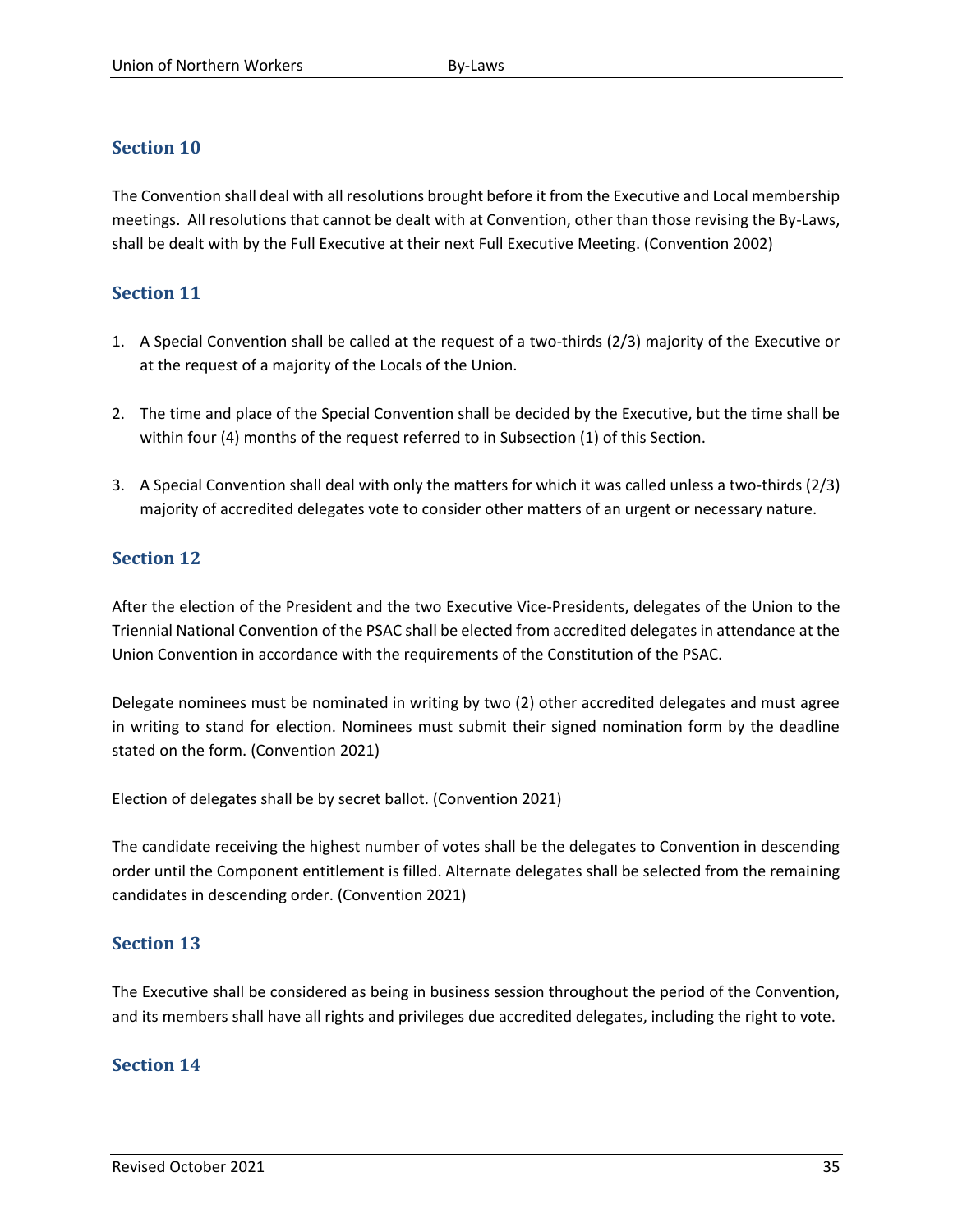## Section 10

The Convention shall deal with all resolutions brought before it from the Executive and Local membership meetings. All resolutions that cannot be dealt with at Convention, other than those revising the By-Laws, shall be dealt with by the Full Executive at their next Full Executive Meeting. (Convention 2002)

## Section 11

1. A Special Convention shall be called at the request of a two-thirds (2/3) majority of the Executive or at the request of a majority of the Locals of the Union.

2. The time and place of the Special Convention shall be decided by the Executive, but the time shall be within four (4) months of the request referred to in Subsection (1) of this Section.

3. A Special Convention shall deal with only the matters for which it was called unless a two-thirds (2/3) majority of accredited delegates vote to consider other matters of an urgent or necessary nature.

## Section 12

After the election of the President and the two Executive Vice-Presidents, delegates of the Union to the Triennial National Convention of the PSAC shall be elected from accredited delegates in attendance at the Union Convention in accordance with the requirements of the Constitution of the PSAC.

Delegate nominees must be nominated in writing by two (2) other accredited delegates and must agree in writing to stand for election. Nominees must submit their signed nomination form by the deadline stated on the form. (Convention 2021)

Election of delegates shall be by secret ballot. (Convention 2021)

The candidate receiving the highest number of votes shall be the delegates to Convention in descending order until the Component entitlement is filled. Alternate delegates shall be selected from the remaining candidates in descending order. (Convention 2021)

## Section 13

The Executive shall be considered as being in business session throughout the period of the Convention, and its members shall have all rights and privileges due accredited delegates, including the right to vote.

## Section 14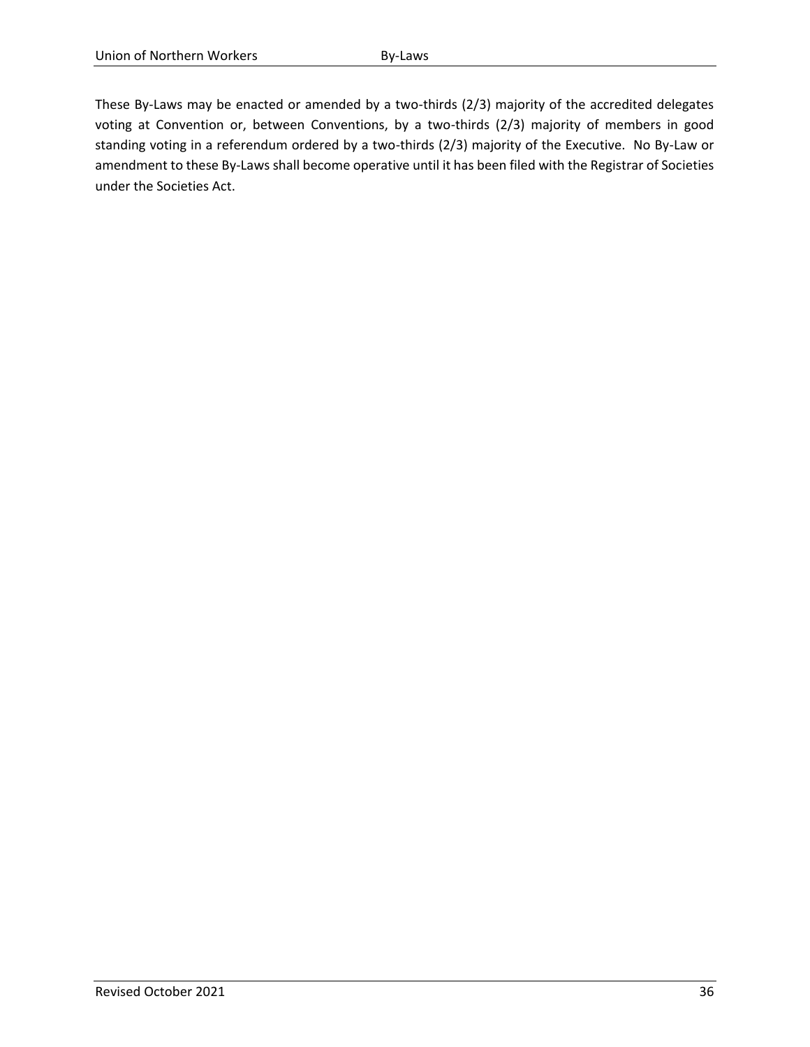These By-Laws may be enacted or amended by a two-thirds (2/3) majority of the accredited delegates voting at Convention or, between Conventions, by a two-thirds (2/3) majority of members in good standing voting in a referendum ordered by a two-thirds (2/3) majority of the Executive. No By-Law or amendment to these By-Laws shall become operative until it has been filed with the Registrar of Societies under the Societies Act.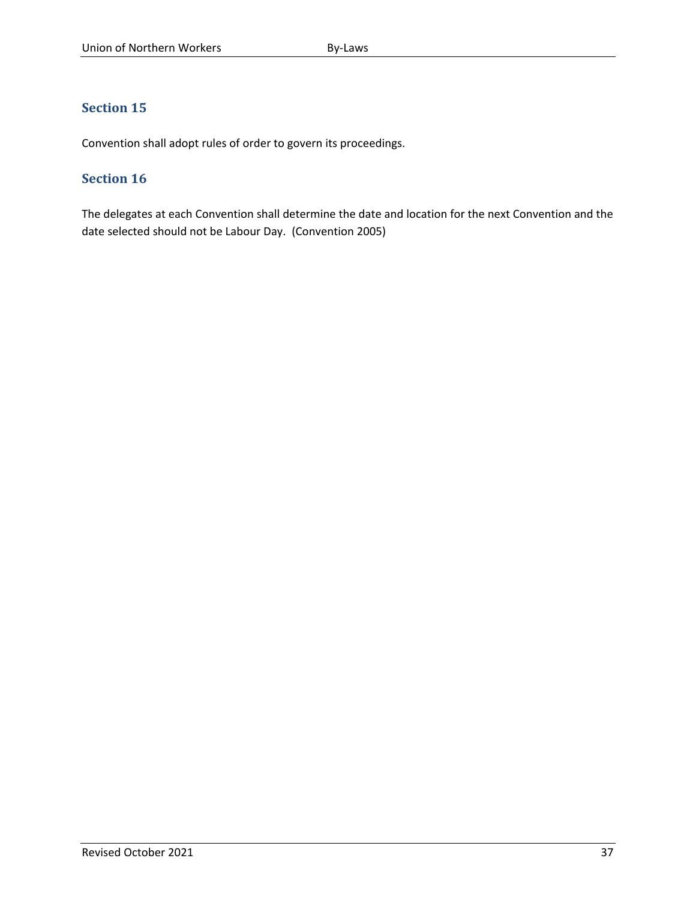### Section 15

Convention shall adopt rules of order to govern its proceedings.

### Section 16

The delegates at each Convention shall determine the date and location for the next Convention and the date selected should not be Labour Day. (Convention 2005)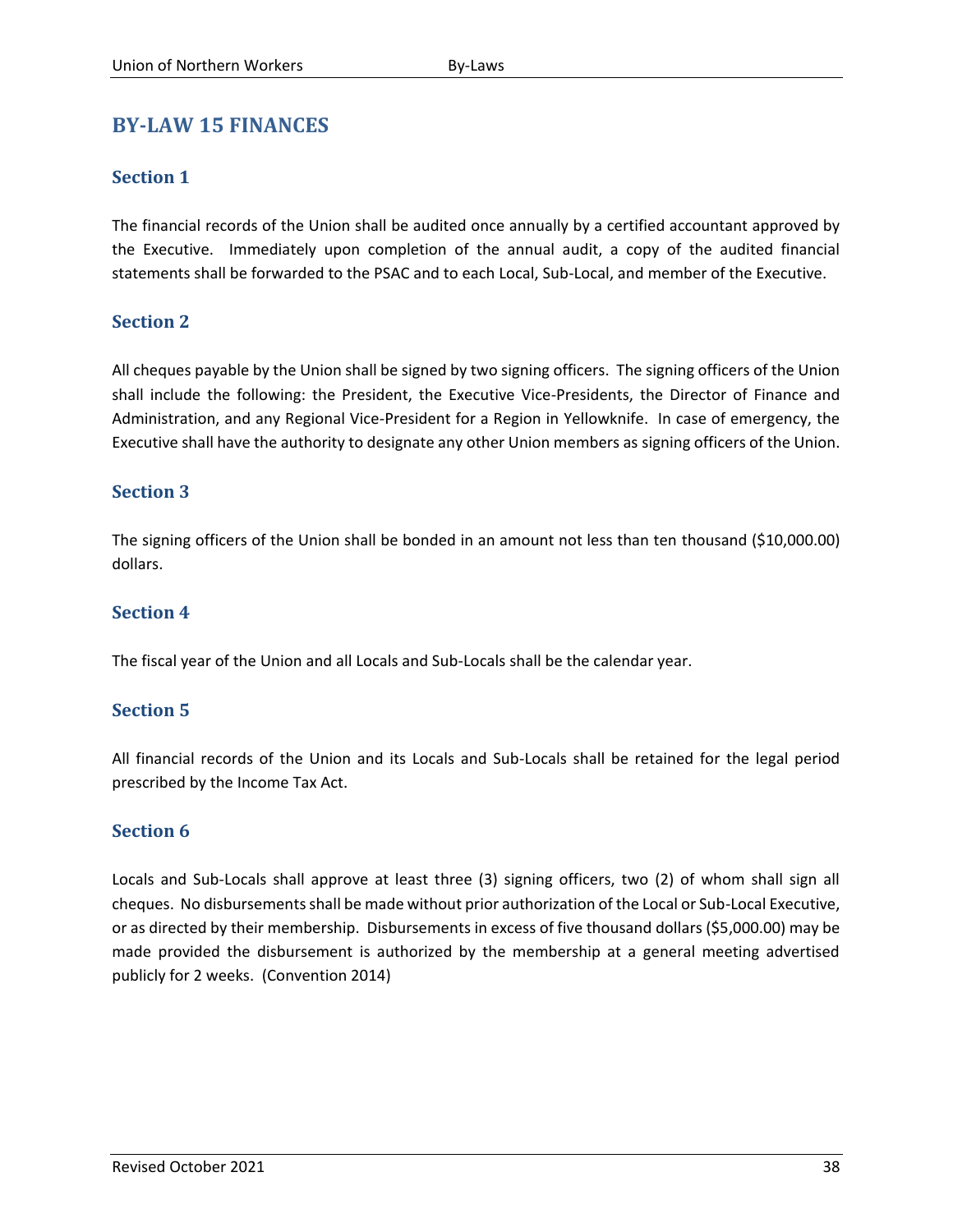## BY-LAW 15 FINANCES

### Section 1

The financial records of the Union shall be audited once annually by a certified accountant approved by the Executive. Immediately upon completion of the annual audit, a copy of the audited financial statements shall be forwarded to the PSAC and to each Local, Sub-Local, and member of the Executive.

### Section 2

All cheques payable by the Union shall be signed by two signing officers. The signing officers of the Union shall include the following: the President, the Executive Vice-Presidents, the Director of Finance and Administration, and any Regional Vice-President for a Region in Yellowknife. In case of emergency, the Executive shall have the authority to designate any other Union members as signing officers of the Union.

### Section 3

The signing officers of the Union shall be bonded in an amount not less than ten thousand ($10,000.00) dollars.

### Section 4

The fiscal year of the Union and all Locals and Sub-Locals shall be the calendar year.

### Section 5

All financial records of the Union and its Locals and Sub-Locals shall be retained for the legal period prescribed by the Income Tax Act.

### Section 6

Locals and Sub-Locals shall approve at least three (3) signing officers, two (2) of whom shall sign all cheques. No disbursements shall be made without prior authorization of the Local or Sub-Local Executive, or as directed by their membership. Disbursements in excess of five thousand dollars ($5,000.00) may be made provided the disbursement is authorized by the membership at a general meeting advertised publicly for 2 weeks. (Convention 2014)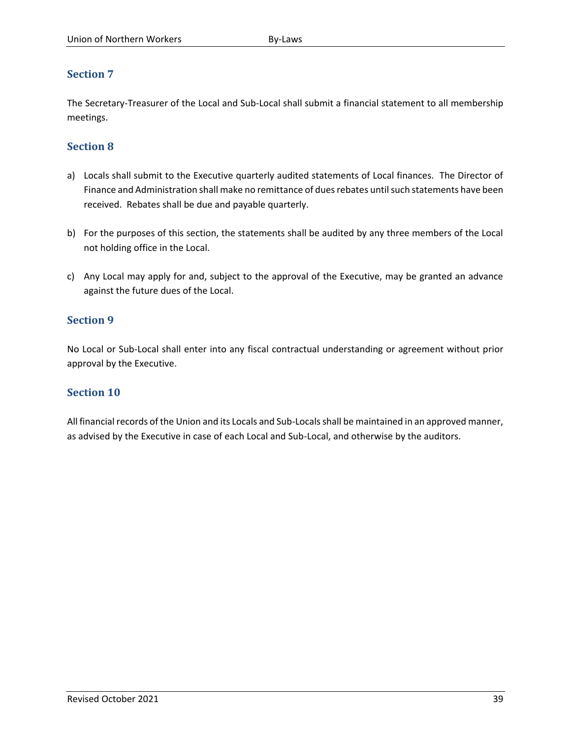## Section 7

The Secretary-Treasurer of the Local and Sub-Local shall submit a financial statement to all membership meetings.

## Section 8

a) Locals shall submit to the Executive quarterly audited statements of Local finances. The Director of Finance and Administration shall make no remittance of dues rebates until such statements have been received. Rebates shall be due and payable quarterly.

b) For the purposes of this section, the statements shall be audited by any three members of the Local not holding office in the Local.

c) Any Local may apply for and, subject to the approval of the Executive, may be granted an advance against the future dues of the Local.

## Section 9

No Local or Sub-Local shall enter into any fiscal contractual understanding or agreement without prior approval by the Executive.

## Section 10

All financial records of the Union and its Locals and Sub-Locals shall be maintained in an approved manner, as advised by the Executive in case of each Local and Sub-Local, and otherwise by the auditors.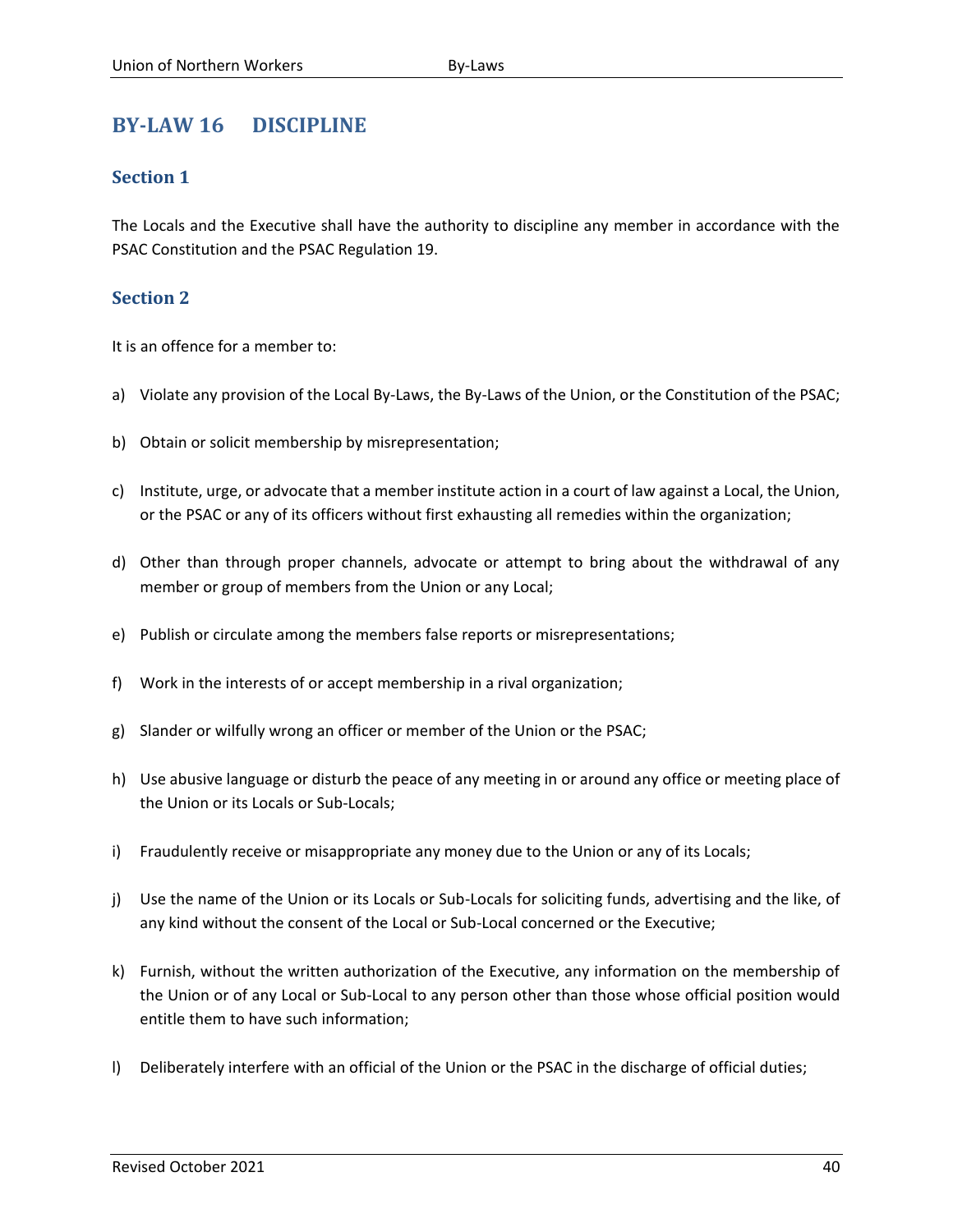## BY-LAW 16 DISCIPLINE

### Section 1

The Locals and the Executive shall have the authority to discipline any member in accordance with the PSAC Constitution and the PSAC Regulation 19.

### Section 2

It is an offence for a member to:

a) Violate any provision of the Local By-Laws, the By-Laws of the Union, or the Constitution of the PSAC;

b) Obtain or solicit membership by misrepresentation;

c) Institute, urge, or advocate that a member institute action in a court of law against a Local, the Union, or the PSAC or any of its officers without first exhausting all remedies within the organization;

d) Other than through proper channels, advocate or attempt to bring about the withdrawal of any member or group of members from the Union or any Local;

e) Publish or circulate among the members false reports or misrepresentations;

f) Work in the interests of or accept membership in a rival organization;

g) Slander or wilfully wrong an officer or member of the Union or the PSAC;

h) Use abusive language or disturb the peace of any meeting in or around any office or meeting place of the Union or its Locals or Sub-Locals;

i) Fraudulently receive or misappropriate any money due to the Union or any of its Locals;

j) Use the name of the Union or its Locals or Sub-Locals for soliciting funds, advertising and the like, of any kind without the consent of the Local or Sub-Local concerned or the Executive;

k) Furnish, without the written authorization of the Executive, any information on the membership of the Union or of any Local or Sub-Local to any person other than those whose official position would entitle them to have such information;

l) Deliberately interfere with an official of the Union or the PSAC in the discharge of official duties;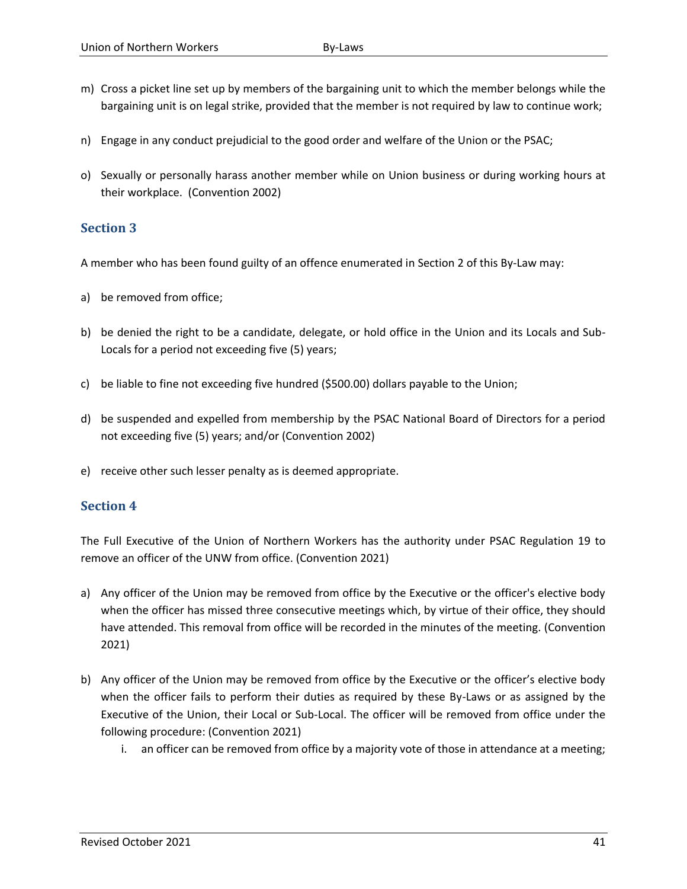m) Cross a picket line set up by members of the bargaining unit to which the member belongs while the bargaining unit is on legal strike, provided that the member is not required by law to continue work;

n) Engage in any conduct prejudicial to the good order and welfare of the Union or the PSAC;

o) Sexually or personally harass another member while on Union business or during working hours at their workplace. (Convention 2002)

## Section 3

A member who has been found guilty of an offence enumerated in Section 2 of this By-Law may:

a) be removed from office;

b) be denied the right to be a candidate, delegate, or hold office in the Union and its Locals and Sub-Locals for a period not exceeding five (5) years;

c) be liable to fine not exceeding five hundred ($500.00) dollars payable to the Union;

d) be suspended and expelled from membership by the PSAC National Board of Directors for a period not exceeding five (5) years; and/or (Convention 2002)

e) receive other such lesser penalty as is deemed appropriate.

## Section 4

The Full Executive of the Union of Northern Workers has the authority under PSAC Regulation 19 to remove an officer of the UNW from office. (Convention 2021)

a) Any officer of the Union may be removed from office by the Executive or the officer's elective body when the officer has missed three consecutive meetings which, by virtue of their office, they should have attended. This removal from office will be recorded in the minutes of the meeting. (Convention 2021)

b) Any officer of the Union may be removed from office by the Executive or the officer's elective body when the officer fails to perform their duties as required by these By-Laws or as assigned by the Executive of the Union, their Local or Sub-Local. The officer will be removed from office under the following procedure: (Convention 2021)

    i. an officer can be removed from office by a majority vote of those in attendance at a meeting;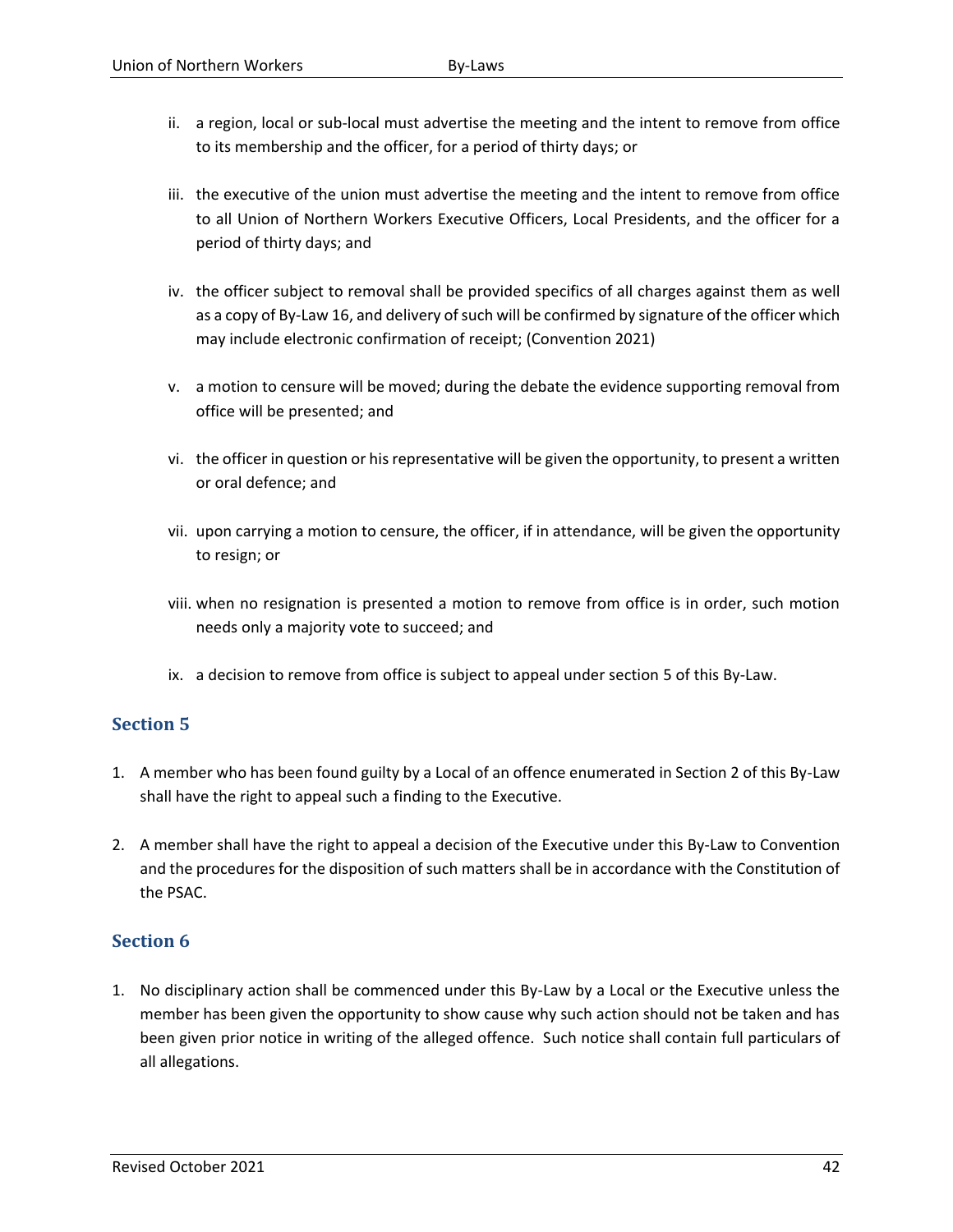ii. a region, local or sub-local must advertise the meeting and the intent to remove from office to its membership and the officer, for a period of thirty days; or

iii. the executive of the union must advertise the meeting and the intent to remove from office to all Union of Northern Workers Executive Officers, Local Presidents, and the officer for a period of thirty days; and

iv. the officer subject to removal shall be provided specifics of all charges against them as well as a copy of By-Law 16, and delivery of such will be confirmed by signature of the officer which may include electronic confirmation of receipt; (Convention 2021)

v. a motion to censure will be moved; during the debate the evidence supporting removal from office will be presented; and

vi. the officer in question or his representative will be given the opportunity, to present a written or oral defence; and

vii. upon carrying a motion to censure, the officer, if in attendance, will be given the opportunity to resign; or

viii. when no resignation is presented a motion to remove from office is in order, such motion needs only a majority vote to succeed; and

ix. a decision to remove from office is subject to appeal under section 5 of this By-Law.

## Section 5

1. A member who has been found guilty by a Local of an offence enumerated in Section 2 of this By-Law shall have the right to appeal such a finding to the Executive.

2. A member shall have the right to appeal a decision of the Executive under this By-Law to Convention and the procedures for the disposition of such matters shall be in accordance with the Constitution of the PSAC.

## Section 6

1. No disciplinary action shall be commenced under this By-Law by a Local or the Executive unless the member has been given the opportunity to show cause why such action should not be taken and has been given prior notice in writing of the alleged offence. Such notice shall contain full particulars of all allegations.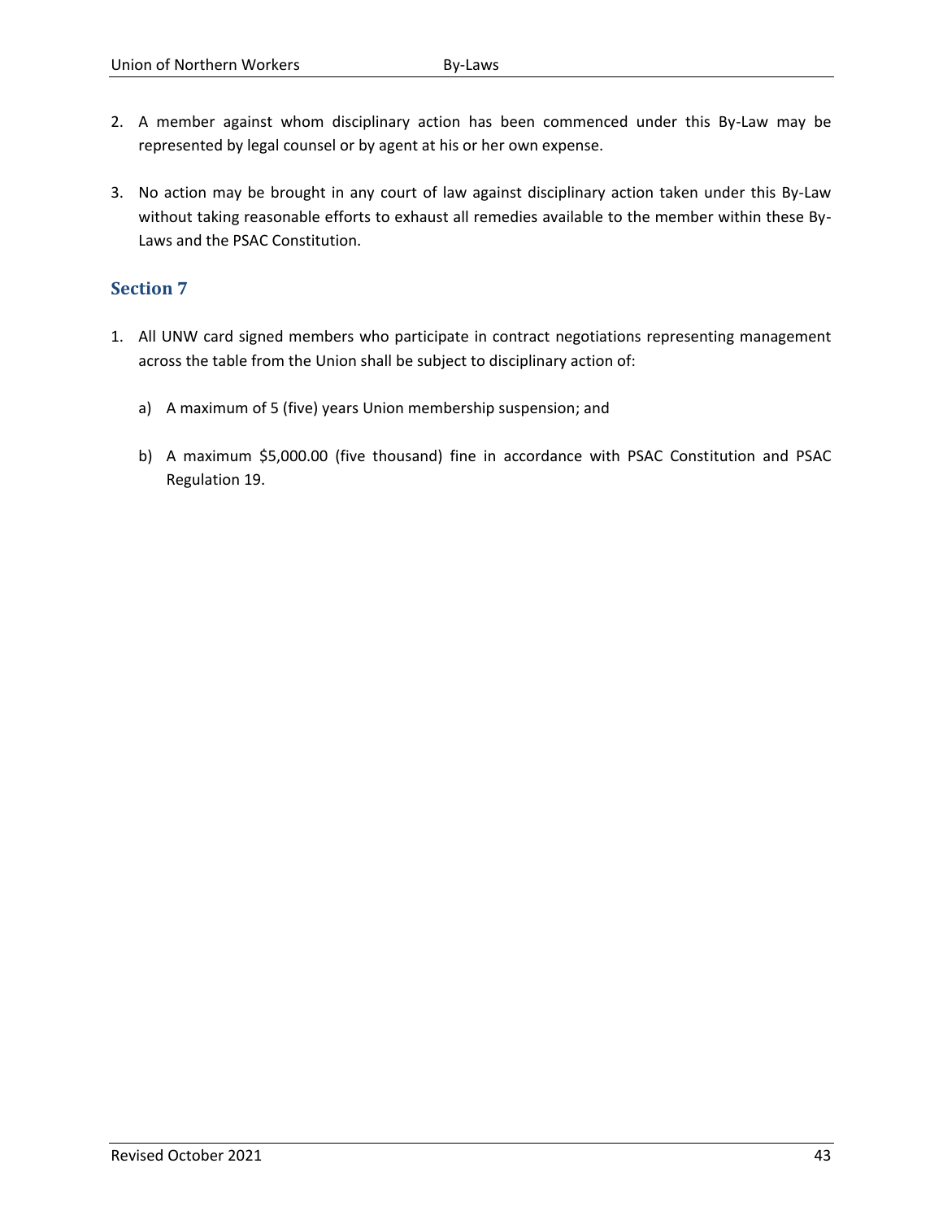2. A member against whom disciplinary action has been commenced under this By-Law may be represented by legal counsel or by agent at his or her own expense.

3. No action may be brought in any court of law against disciplinary action taken under this By-Law without taking reasonable efforts to exhaust all remedies available to the member within these By-Laws and the PSAC Constitution.

## Section 7

1. All UNW card signed members who participate in contract negotiations representing management across the table from the Union shall be subject to disciplinary action of:

   a) A maximum of 5 (five) years Union membership suspension; and

   b) A maximum $5,000.00 (five thousand) fine in accordance with PSAC Constitution and PSAC Regulation 19.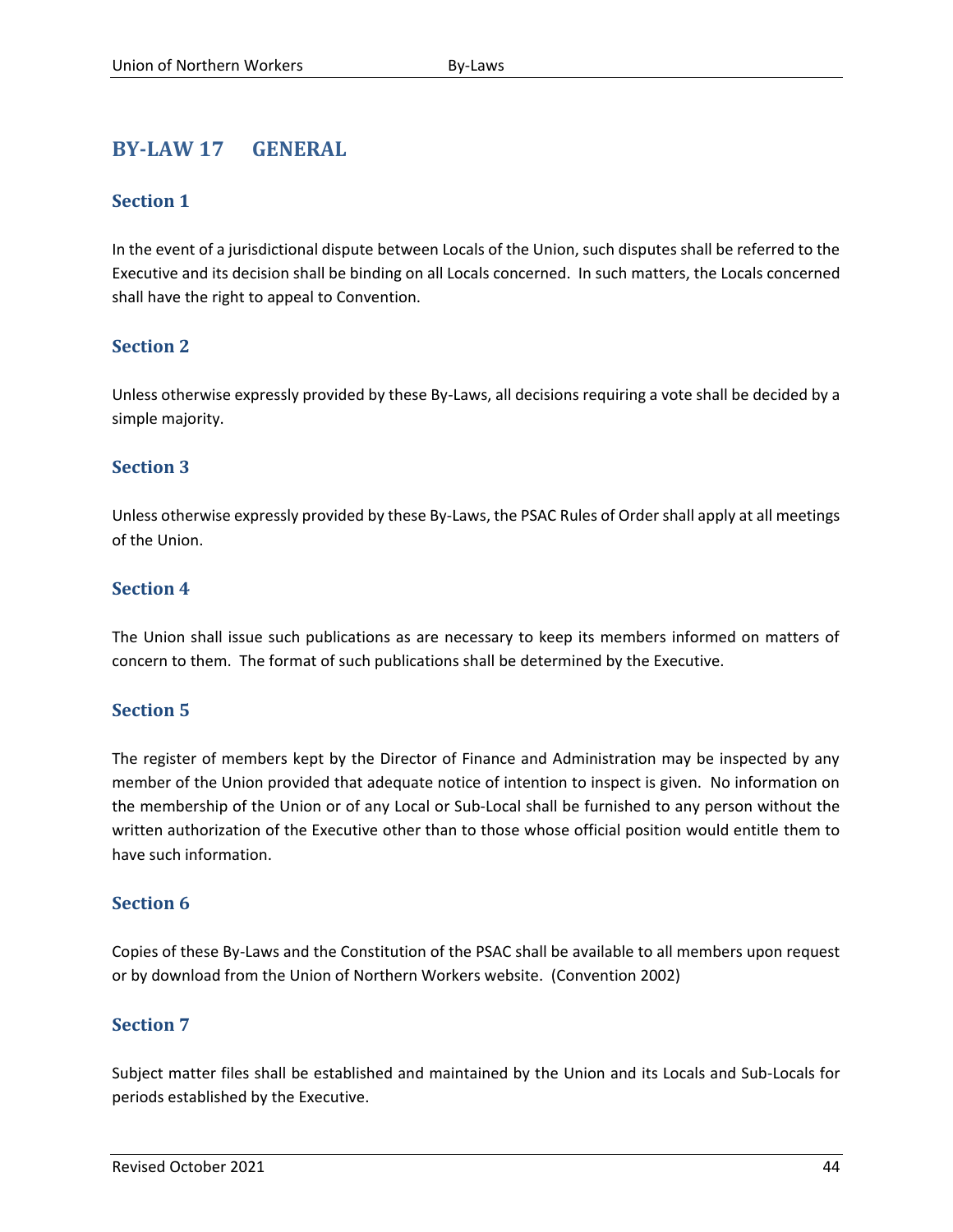# BY-LAW 17 GENERAL

## Section 1

In the event of a jurisdictional dispute between Locals of the Union, such disputes shall be referred to the Executive and its decision shall be binding on all Locals concerned. In such matters, the Locals concerned shall have the right to appeal to Convention.

## Section 2

Unless otherwise expressly provided by these By-Laws, all decisions requiring a vote shall be decided by a simple majority.

## Section 3

Unless otherwise expressly provided by these By-Laws, the PSAC Rules of Order shall apply at all meetings of the Union.

## Section 4

The Union shall issue such publications as are necessary to keep its members informed on matters of concern to them. The format of such publications shall be determined by the Executive.

## Section 5

The register of members kept by the Director of Finance and Administration may be inspected by any member of the Union provided that adequate notice of intention to inspect is given. No information on the membership of the Union or of any Local or Sub-Local shall be furnished to any person without the written authorization of the Executive other than to those whose official position would entitle them to have such information.

## Section 6

Copies of these By-Laws and the Constitution of the PSAC shall be available to all members upon request or by download from the Union of Northern Workers website. (Convention 2002)

## Section 7

Subject matter files shall be established and maintained by the Union and its Locals and Sub-Locals for periods established by the Executive.